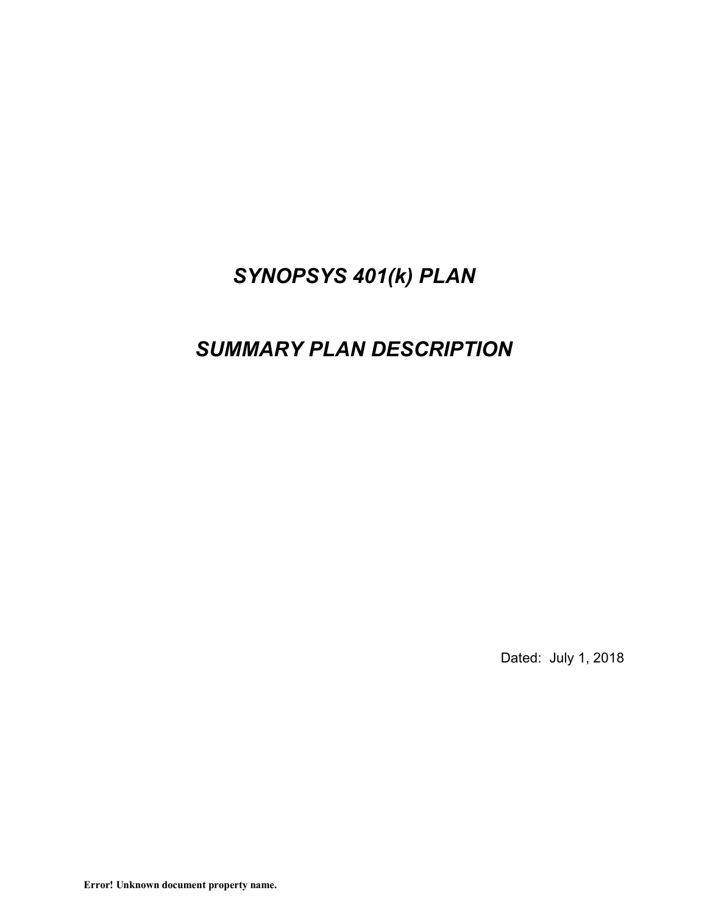# *SYNOPSYS 401(k) PLAN*

# *SUMMARY PLAN DESCRIPTION*

Dated: July 1, 2018

**Error! Unknown document property name.**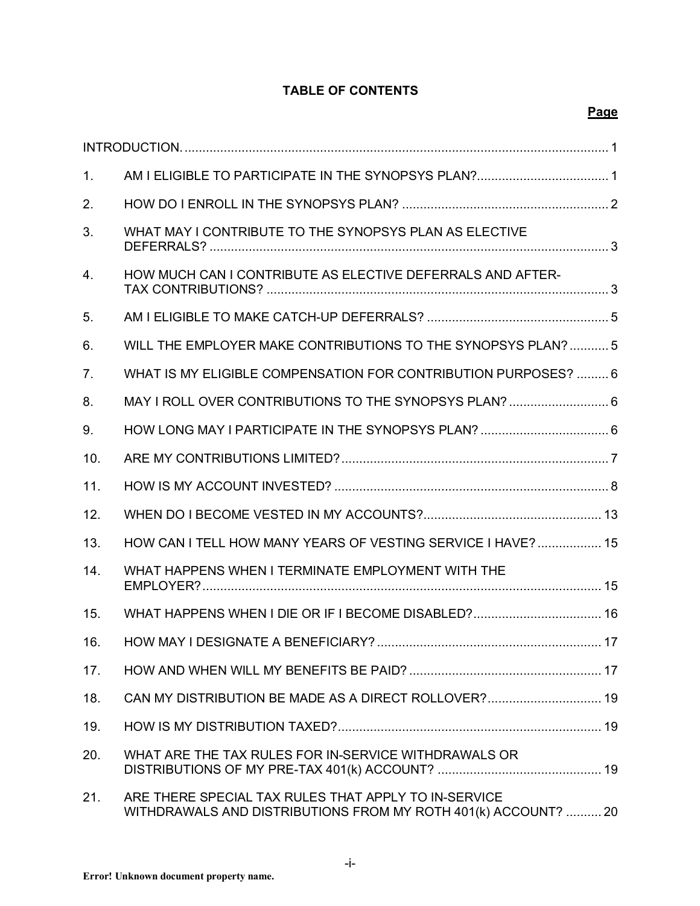# TABLE OF CONTENTS

| | | Page |
|---|---|---|
| | INTRODUCTION. | 1 |
| 1. | AM I ELIGIBLE TO PARTICIPATE IN THE SYNOPSYS PLAN? | 1 |
| 2. | HOW DO I ENROLL IN THE SYNOPSYS PLAN? | 2 |
| 3. | WHAT MAY I CONTRIBUTE TO THE SYNOPSYS PLAN AS ELECTIVE DEFERRALS? | 3 |
| 4. | HOW MUCH CAN I CONTRIBUTE AS ELECTIVE DEFERRALS AND AFTER-TAX CONTRIBUTIONS? | 3 |
| 5. | AM I ELIGIBLE TO MAKE CATCH-UP DEFERRALS? | 5 |
| 6. | WILL THE EMPLOYER MAKE CONTRIBUTIONS TO THE SYNOPSYS PLAN? | 5 |
| 7. | WHAT IS MY ELIGIBLE COMPENSATION FOR CONTRIBUTION PURPOSES? | 6 |
| 8. | MAY I ROLL OVER CONTRIBUTIONS TO THE SYNOPSYS PLAN? | 6 |
| 9. | HOW LONG MAY I PARTICIPATE IN THE SYNOPSYS PLAN? | 6 |
| 10. | ARE MY CONTRIBUTIONS LIMITED? | 7 |
| 11. | HOW IS MY ACCOUNT INVESTED? | 8 |
| 12. | WHEN DO I BECOME VESTED IN MY ACCOUNTS? | 13 |
| 13. | HOW CAN I TELL HOW MANY YEARS OF VESTING SERVICE I HAVE? | 15 |
| 14. | WHAT HAPPENS WHEN I TERMINATE EMPLOYMENT WITH THE EMPLOYER? | 15 |
| 15. | WHAT HAPPENS WHEN I DIE OR IF I BECOME DISABLED? | 16 |
| 16. | HOW MAY I DESIGNATE A BENEFICIARY? | 17 |
| 17. | HOW AND WHEN WILL MY BENEFITS BE PAID? | 17 |
| 18. | CAN MY DISTRIBUTION BE MADE AS A DIRECT ROLLOVER? | 19 |
| 19. | HOW IS MY DISTRIBUTION TAXED? | 19 |
| 20. | WHAT ARE THE TAX RULES FOR IN-SERVICE WITHDRAWALS OR DISTRIBUTIONS OF MY PRE-TAX 401(k) ACCOUNT? | 19 |
| 21. | ARE THERE SPECIAL TAX RULES THAT APPLY TO IN-SERVICE WITHDRAWALS AND DISTRIBUTIONS FROM MY ROTH 401(k) ACCOUNT? | 20 |

**Error! Unknown document property name.**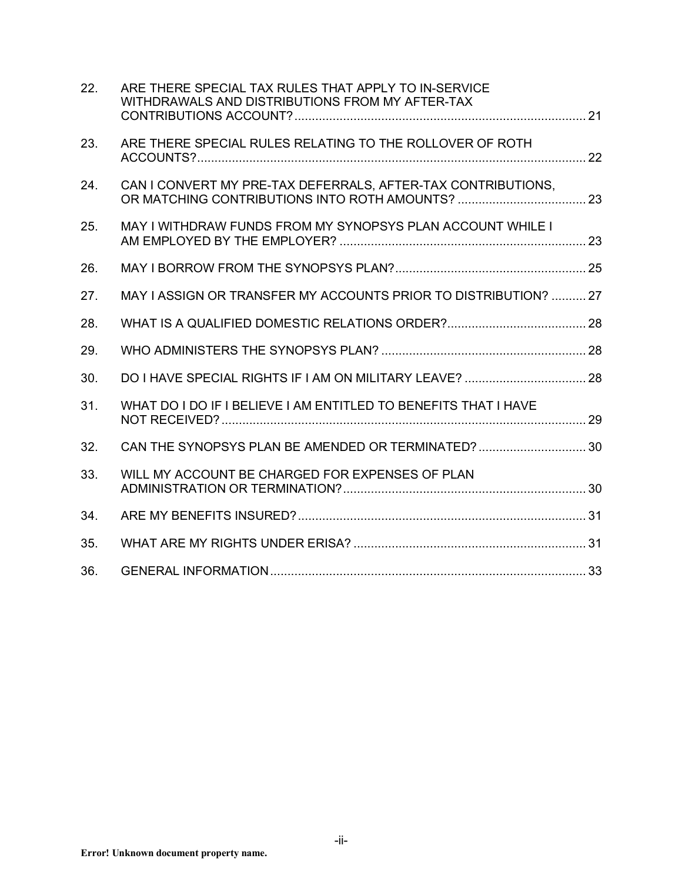| | | |
|---|---|---|
| 22. | ARE THERE SPECIAL TAX RULES THAT APPLY TO IN-SERVICE WITHDRAWALS AND DISTRIBUTIONS FROM MY AFTER-TAX CONTRIBUTIONS ACCOUNT? | 21 |
| 23. | ARE THERE SPECIAL RULES RELATING TO THE ROLLOVER OF ROTH ACCOUNTS? | 22 |
| 24. | CAN I CONVERT MY PRE-TAX DEFERRALS, AFTER-TAX CONTRIBUTIONS, OR MATCHING CONTRIBUTIONS INTO ROTH AMOUNTS? | 23 |
| 25. | MAY I WITHDRAW FUNDS FROM MY SYNOPSYS PLAN ACCOUNT WHILE I AM EMPLOYED BY THE EMPLOYER? | 23 |
| 26. | MAY I BORROW FROM THE SYNOPSYS PLAN? | 25 |
| 27. | MAY I ASSIGN OR TRANSFER MY ACCOUNTS PRIOR TO DISTRIBUTION? | 27 |
| 28. | WHAT IS A QUALIFIED DOMESTIC RELATIONS ORDER? | 28 |
| 29. | WHO ADMINISTERS THE SYNOPSYS PLAN? | 28 |
| 30. | DO I HAVE SPECIAL RIGHTS IF I AM ON MILITARY LEAVE? | 28 |
| 31. | WHAT DO I DO IF I BELIEVE I AM ENTITLED TO BENEFITS THAT I HAVE NOT RECEIVED? | 29 |
| 32. | CAN THE SYNOPSYS PLAN BE AMENDED OR TERMINATED? | 30 |
| 33. | WILL MY ACCOUNT BE CHARGED FOR EXPENSES OF PLAN ADMINISTRATION OR TERMINATION? | 30 |
| 34. | ARE MY BENEFITS INSURED? | 31 |
| 35. | WHAT ARE MY RIGHTS UNDER ERISA? | 31 |
| 36. | GENERAL INFORMATION | 33 |

**Error! Unknown document property name.**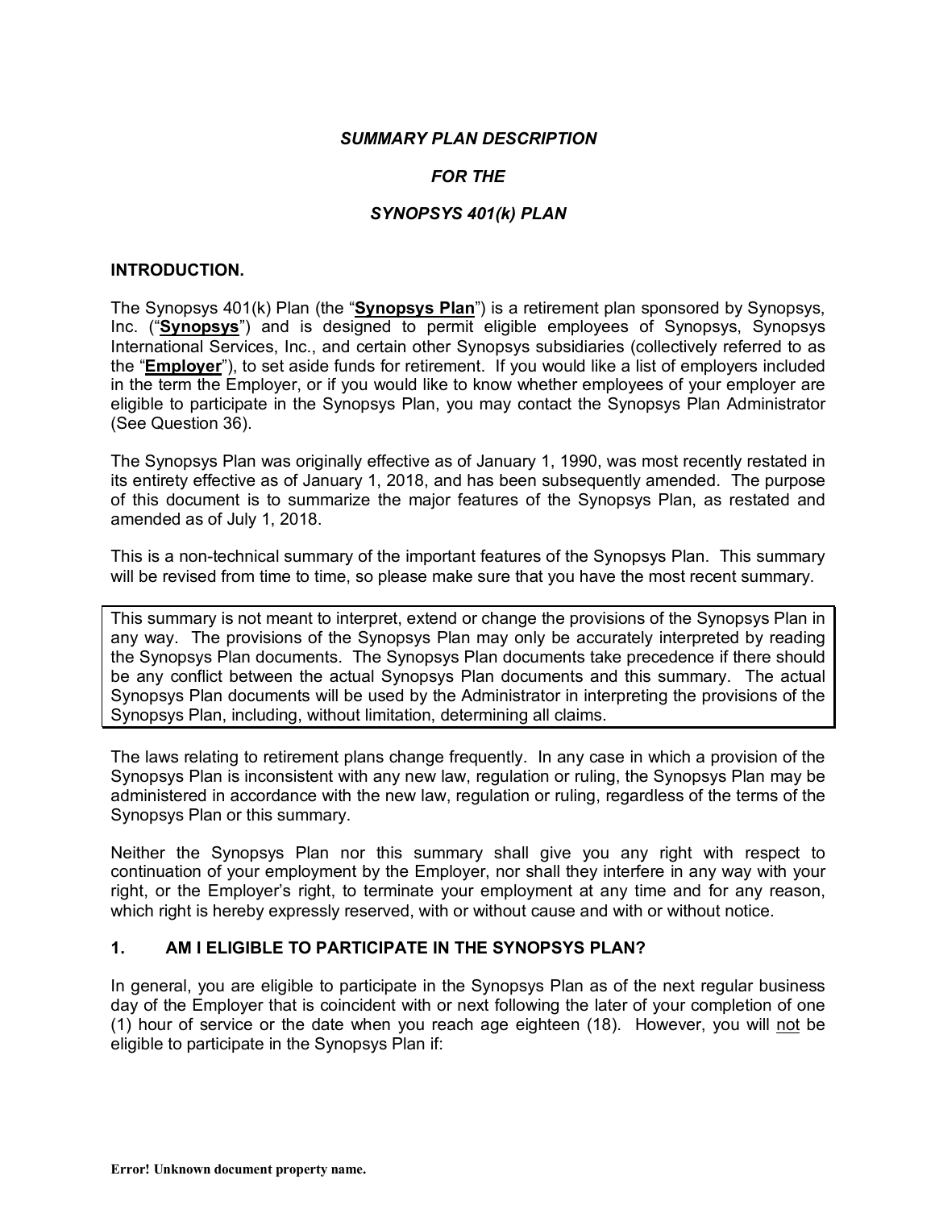### *SUMMARY PLAN DESCRIPTION*

### *FOR THE*

### *SYNOPSYS 401(k) PLAN*

## INTRODUCTION.

The Synopsys 401(k) Plan (the "**Synopsys Plan**") is a retirement plan sponsored by Synopsys, Inc. ("**Synopsys**") and is designed to permit eligible employees of Synopsys, Synopsys International Services, Inc., and certain other Synopsys subsidiaries (collectively referred to as the "**Employer**"), to set aside funds for retirement. If you would like a list of employers included in the term the Employer, or if you would like to know whether employees of your employer are eligible to participate in the Synopsys Plan, you may contact the Synopsys Plan Administrator (See Question 36).

The Synopsys Plan was originally effective as of January 1, 1990, was most recently restated in its entirety effective as of January 1, 2018, and has been subsequently amended. The purpose of this document is to summarize the major features of the Synopsys Plan, as restated and amended as of July 1, 2018.

This is a non-technical summary of the important features of the Synopsys Plan. This summary will be revised from time to time, so please make sure that you have the most recent summary.

> This summary is not meant to interpret, extend or change the provisions of the Synopsys Plan in any way. The provisions of the Synopsys Plan may only be accurately interpreted by reading the Synopsys Plan documents. The Synopsys Plan documents take precedence if there should be any conflict between the actual Synopsys Plan documents and this summary. The actual Synopsys Plan documents will be used by the Administrator in interpreting the provisions of the Synopsys Plan, including, without limitation, determining all claims.

The laws relating to retirement plans change frequently. In any case in which a provision of the Synopsys Plan is inconsistent with any new law, regulation or ruling, the Synopsys Plan may be administered in accordance with the new law, regulation or ruling, regardless of the terms of the Synopsys Plan or this summary.

Neither the Synopsys Plan nor this summary shall give you any right with respect to continuation of your employment by the Employer, nor shall they interfere in any way with your right, or the Employer's right, to terminate your employment at any time and for any reason, which right is hereby expressly reserved, with or without cause and with or without notice.

## 1. AM I ELIGIBLE TO PARTICIPATE IN THE SYNOPSYS PLAN?

In general, you are eligible to participate in the Synopsys Plan as of the next regular business day of the Employer that is coincident with or next following the later of your completion of one (1) hour of service or the date when you reach age eighteen (18). However, you will not be eligible to participate in the Synopsys Plan if: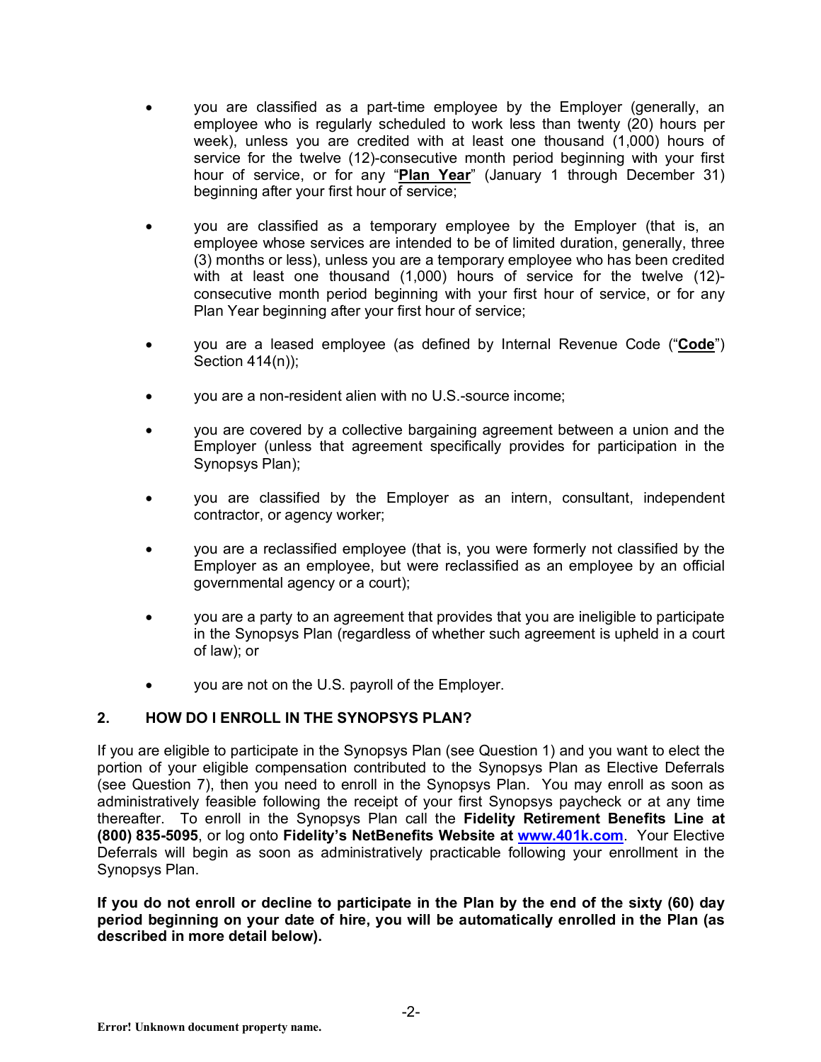- you are classified as a part-time employee by the Employer (generally, an employee who is regularly scheduled to work less than twenty (20) hours per week), unless you are credited with at least one thousand (1,000) hours of service for the twelve (12)-consecutive month period beginning with your first hour of service, or for any "**Plan Year**" (January 1 through December 31) beginning after your first hour of service;

- you are classified as a temporary employee by the Employer (that is, an employee whose services are intended to be of limited duration, generally, three (3) months or less), unless you are a temporary employee who has been credited with at least one thousand (1,000) hours of service for the twelve (12)-consecutive month period beginning with your first hour of service, or for any Plan Year beginning after your first hour of service;

- you are a leased employee (as defined by Internal Revenue Code ("**Code**") Section 414(n));

- you are a non-resident alien with no U.S.-source income;

- you are covered by a collective bargaining agreement between a union and the Employer (unless that agreement specifically provides for participation in the Synopsys Plan);

- you are classified by the Employer as an intern, consultant, independent contractor, or agency worker;

- you are a reclassified employee (that is, you were formerly not classified by the Employer as an employee, but were reclassified as an employee by an official governmental agency or a court);

- you are a party to an agreement that provides that you are ineligible to participate in the Synopsys Plan (regardless of whether such agreement is upheld in a court of law); or

- you are not on the U.S. payroll of the Employer.

## 2. HOW DO I ENROLL IN THE SYNOPSYS PLAN?

If you are eligible to participate in the Synopsys Plan (see Question 1) and you want to elect the portion of your eligible compensation contributed to the Synopsys Plan as Elective Deferrals (see Question 7), then you need to enroll in the Synopsys Plan. You may enroll as soon as administratively feasible following the receipt of your first Synopsys paycheck or at any time thereafter. To enroll in the Synopsys Plan call the **Fidelity Retirement Benefits Line at (800) 835-5095**, or log onto **Fidelity's NetBenefits Website at www.401k.com**. Your Elective Deferrals will begin as soon as administratively practicable following your enrollment in the Synopsys Plan.

**If you do not enroll or decline to participate in the Plan by the end of the sixty (60) day period beginning on your date of hire, you will be automatically enrolled in the Plan (as described in more detail below).**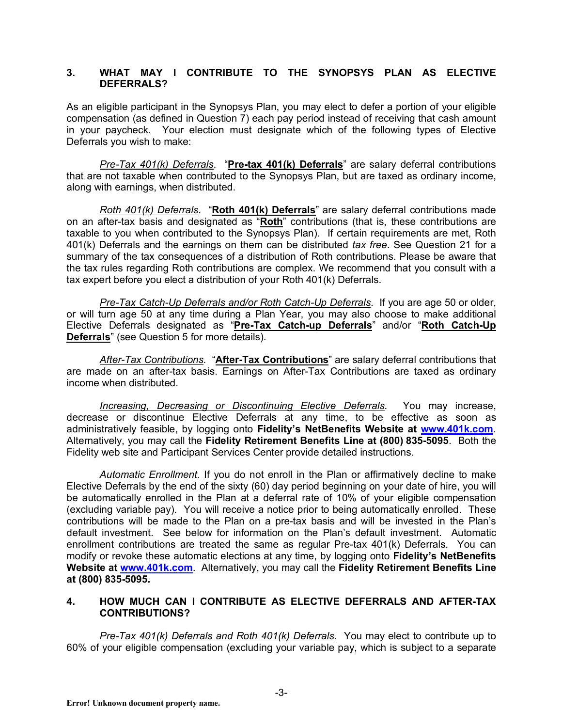## 3. WHAT MAY I CONTRIBUTE TO THE SYNOPSYS PLAN AS ELECTIVE DEFERRALS?

As an eligible participant in the Synopsys Plan, you may elect to defer a portion of your eligible compensation (as defined in Question 7) each pay period instead of receiving that cash amount in your paycheck. Your election must designate which of the following types of Elective Deferrals you wish to make:

*Pre-Tax 401(k) Deferrals*. "**Pre-tax 401(k) Deferrals**" are salary deferral contributions that are not taxable when contributed to the Synopsys Plan, but are taxed as ordinary income, along with earnings, when distributed.

*Roth 401(k) Deferrals*. "**Roth 401(k) Deferrals**" are salary deferral contributions made on an after-tax basis and designated as "**Roth**" contributions (that is, these contributions are taxable to you when contributed to the Synopsys Plan). If certain requirements are met, Roth 401(k) Deferrals and the earnings on them can be distributed *tax free*. See Question 21 for a summary of the tax consequences of a distribution of Roth contributions. Please be aware that the tax rules regarding Roth contributions are complex. We recommend that you consult with a tax expert before you elect a distribution of your Roth 401(k) Deferrals.

*Pre-Tax Catch-Up Deferrals and/or Roth Catch-Up Deferrals*. If you are age 50 or older, or will turn age 50 at any time during a Plan Year, you may also choose to make additional Elective Deferrals designated as "**Pre-Tax Catch-up Deferrals**" and/or "**Roth Catch-Up Deferrals**" (see Question 5 for more details).

*After-Tax Contributions.* "**After-Tax Contributions**" are salary deferral contributions that are made on an after-tax basis. Earnings on After-Tax Contributions are taxed as ordinary income when distributed.

*Increasing, Decreasing or Discontinuing Elective Deferrals.* You may increase, decrease or discontinue Elective Deferrals at any time, to be effective as soon as administratively feasible, by logging onto **Fidelity's NetBenefits Website at www.401k.com**. Alternatively, you may call the **Fidelity Retirement Benefits Line at (800) 835-5095**. Both the Fidelity web site and Participant Services Center provide detailed instructions.

*Automatic Enrollment.* If you do not enroll in the Plan or affirmatively decline to make Elective Deferrals by the end of the sixty (60) day period beginning on your date of hire, you will be automatically enrolled in the Plan at a deferral rate of 10% of your eligible compensation (excluding variable pay). You will receive a notice prior to being automatically enrolled. These contributions will be made to the Plan on a pre-tax basis and will be invested in the Plan's default investment. See below for information on the Plan's default investment. Automatic enrollment contributions are treated the same as regular Pre-tax 401(k) Deferrals. You can modify or revoke these automatic elections at any time, by logging onto **Fidelity's NetBenefits Website at www.401k.com**. Alternatively, you may call the **Fidelity Retirement Benefits Line at (800) 835-5095.**

## 4. HOW MUCH CAN I CONTRIBUTE AS ELECTIVE DEFERRALS AND AFTER-TAX CONTRIBUTIONS?

*Pre-Tax 401(k) Deferrals and Roth 401(k) Deferrals*. You may elect to contribute up to 60% of your eligible compensation (excluding your variable pay, which is subject to a separate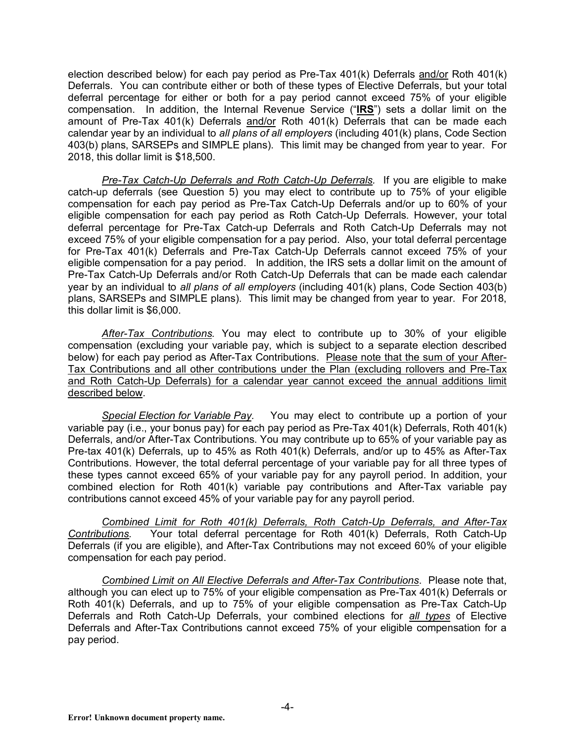election described below) for each pay period as Pre-Tax 401(k) Deferrals <u>and/or</u> Roth 401(k) Deferrals. You can contribute either or both of these types of Elective Deferrals, but your total deferral percentage for either or both for a pay period cannot exceed 75% of your eligible compensation. In addition, the Internal Revenue Service ("**<u>IRS</u>**") sets a dollar limit on the amount of Pre-Tax 401(k) Deferrals <u>and/or</u> Roth 401(k) Deferrals that can be made each calendar year by an individual to *all plans of all employers* (including 401(k) plans, Code Section 403(b) plans, SARSEPs and SIMPLE plans). This limit may be changed from year to year. For 2018, this dollar limit is $18,500.

*<u>Pre-Tax Catch-Up Deferrals and Roth Catch-Up Deferrals</u>.* If you are eligible to make catch-up deferrals (see Question 5) you may elect to contribute up to 75% of your eligible compensation for each pay period as Pre-Tax Catch-Up Deferrals and/or up to 60% of your eligible compensation for each pay period as Roth Catch-Up Deferrals. However, your total deferral percentage for Pre-Tax Catch-up Deferrals and Roth Catch-Up Deferrals may not exceed 75% of your eligible compensation for a pay period. Also, your total deferral percentage for Pre-Tax 401(k) Deferrals and Pre-Tax Catch-Up Deferrals cannot exceed 75% of your eligible compensation for a pay period. In addition, the IRS sets a dollar limit on the amount of Pre-Tax Catch-Up Deferrals and/or Roth Catch-Up Deferrals that can be made each calendar year by an individual to *all plans of all employers* (including 401(k) plans, Code Section 403(b) plans, SARSEPs and SIMPLE plans). This limit may be changed from year to year. For 2018, this dollar limit is $6,000.

*<u>After-Tax Contributions</u>.* You may elect to contribute up to 30% of your eligible compensation (excluding your variable pay, which is subject to a separate election described below) for each pay period as After-Tax Contributions. <u>Please note that the sum of your After-Tax Contributions and all other contributions under the Plan (excluding rollovers and Pre-Tax and Roth Catch-Up Deferrals) for a calendar year cannot exceed the annual additions limit described below</u>.

*<u>Special Election for Variable Pay</u>.* You may elect to contribute up a portion of your variable pay (i.e., your bonus pay) for each pay period as Pre-Tax 401(k) Deferrals, Roth 401(k) Deferrals, and/or After-Tax Contributions. You may contribute up to 65% of your variable pay as Pre-tax 401(k) Deferrals, up to 45% as Roth 401(k) Deferrals, and/or up to 45% as After-Tax Contributions. However, the total deferral percentage of your variable pay for all three types of these types cannot exceed 65% of your variable pay for any payroll period. In addition, your combined election for Roth 401(k) variable pay contributions and After-Tax variable pay contributions cannot exceed 45% of your variable pay for any payroll period.

*<u>Combined Limit for Roth 401(k) Deferrals, Roth Catch-Up Deferrals, and After-Tax Contributions</u>.* Your total deferral percentage for Roth 401(k) Deferrals, Roth Catch-Up Deferrals (if you are eligible), and After-Tax Contributions may not exceed 60% of your eligible compensation for each pay period.

*<u>Combined Limit on All Elective Deferrals and After-Tax Contributions</u>*. Please note that, although you can elect up to 75% of your eligible compensation as Pre-Tax 401(k) Deferrals or Roth 401(k) Deferrals, and up to 75% of your eligible compensation as Pre-Tax Catch-Up Deferrals and Roth Catch-Up Deferrals, your combined elections for *<u>all types</u>* of Elective Deferrals and After-Tax Contributions cannot exceed 75% of your eligible compensation for a pay period.

**Error! Unknown document property name.**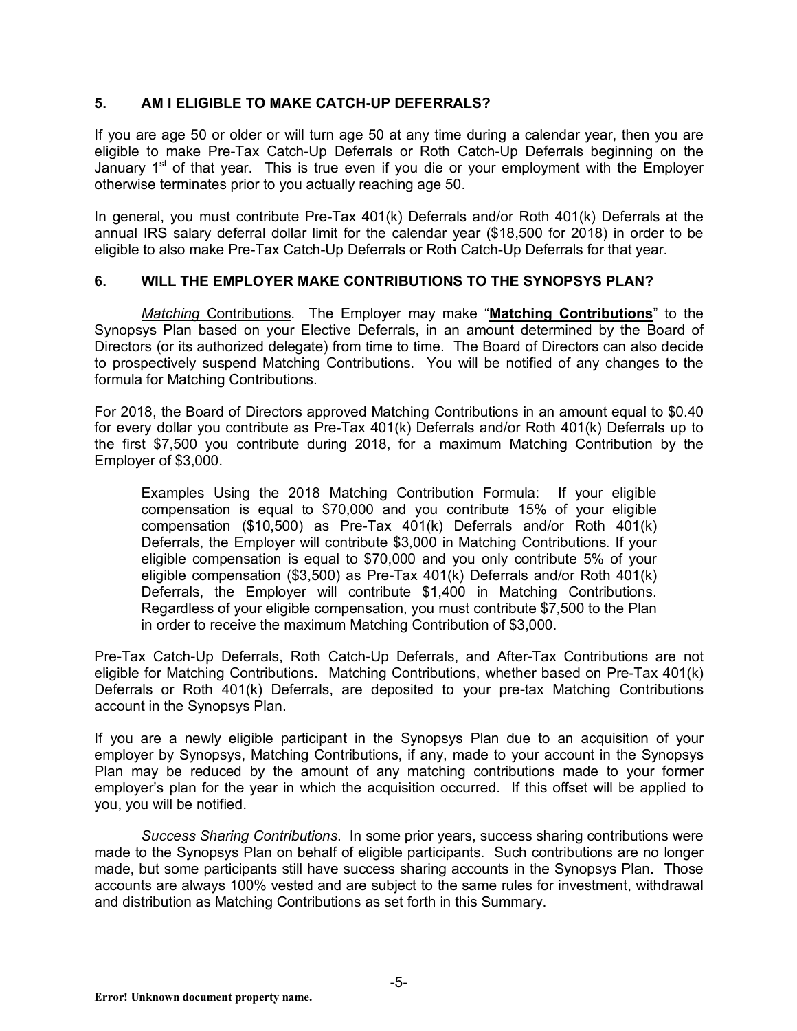## 5. AM I ELIGIBLE TO MAKE CATCH-UP DEFERRALS?

If you are age 50 or older or will turn age 50 at any time during a calendar year, then you are eligible to make Pre-Tax Catch-Up Deferrals or Roth Catch-Up Deferrals beginning on the January 1st of that year. This is true even if you die or your employment with the Employer otherwise terminates prior to you actually reaching age 50.

In general, you must contribute Pre-Tax 401(k) Deferrals and/or Roth 401(k) Deferrals at the annual IRS salary deferral dollar limit for the calendar year ($18,500 for 2018) in order to be eligible to also make Pre-Tax Catch-Up Deferrals or Roth Catch-Up Deferrals for that year.

## 6. WILL THE EMPLOYER MAKE CONTRIBUTIONS TO THE SYNOPSYS PLAN?

*Matching* Contributions. The Employer may make "**Matching Contributions**" to the Synopsys Plan based on your Elective Deferrals, in an amount determined by the Board of Directors (or its authorized delegate) from time to time. The Board of Directors can also decide to prospectively suspend Matching Contributions. You will be notified of any changes to the formula for Matching Contributions.

For 2018, the Board of Directors approved Matching Contributions in an amount equal to $0.40 for every dollar you contribute as Pre-Tax 401(k) Deferrals and/or Roth 401(k) Deferrals up to the first $7,500 you contribute during 2018, for a maximum Matching Contribution by the Employer of $3,000.

> Examples Using the 2018 Matching Contribution Formula: If your eligible compensation is equal to $70,000 and you contribute 15% of your eligible compensation ($10,500) as Pre-Tax 401(k) Deferrals and/or Roth 401(k) Deferrals, the Employer will contribute $3,000 in Matching Contributions. If your eligible compensation is equal to $70,000 and you only contribute 5% of your eligible compensation ($3,500) as Pre-Tax 401(k) Deferrals and/or Roth 401(k) Deferrals, the Employer will contribute $1,400 in Matching Contributions. Regardless of your eligible compensation, you must contribute $7,500 to the Plan in order to receive the maximum Matching Contribution of $3,000.

Pre-Tax Catch-Up Deferrals, Roth Catch-Up Deferrals, and After-Tax Contributions are not eligible for Matching Contributions. Matching Contributions, whether based on Pre-Tax 401(k) Deferrals or Roth 401(k) Deferrals, are deposited to your pre-tax Matching Contributions account in the Synopsys Plan.

If you are a newly eligible participant in the Synopsys Plan due to an acquisition of your employer by Synopsys, Matching Contributions, if any, made to your account in the Synopsys Plan may be reduced by the amount of any matching contributions made to your former employer's plan for the year in which the acquisition occurred. If this offset will be applied to you, you will be notified.

*Success Sharing Contributions*. In some prior years, success sharing contributions were made to the Synopsys Plan on behalf of eligible participants. Such contributions are no longer made, but some participants still have success sharing accounts in the Synopsys Plan. Those accounts are always 100% vested and are subject to the same rules for investment, withdrawal and distribution as Matching Contributions as set forth in this Summary.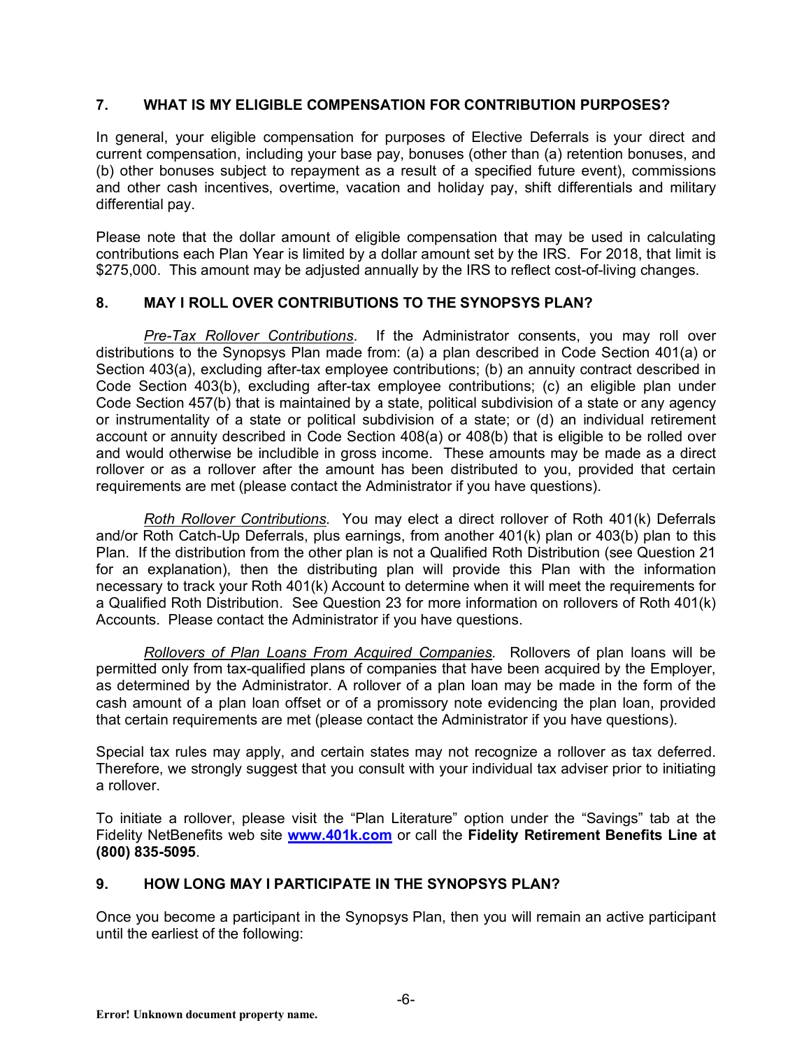## 7. WHAT IS MY ELIGIBLE COMPENSATION FOR CONTRIBUTION PURPOSES?

In general, your eligible compensation for purposes of Elective Deferrals is your direct and current compensation, including your base pay, bonuses (other than (a) retention bonuses, and (b) other bonuses subject to repayment as a result of a specified future event), commissions and other cash incentives, overtime, vacation and holiday pay, shift differentials and military differential pay.

Please note that the dollar amount of eligible compensation that may be used in calculating contributions each Plan Year is limited by a dollar amount set by the IRS. For 2018, that limit is $275,000. This amount may be adjusted annually by the IRS to reflect cost-of-living changes.

## 8. MAY I ROLL OVER CONTRIBUTIONS TO THE SYNOPSYS PLAN?

*Pre-Tax Rollover Contributions*. If the Administrator consents, you may roll over distributions to the Synopsys Plan made from: (a) a plan described in Code Section 401(a) or Section 403(a), excluding after-tax employee contributions; (b) an annuity contract described in Code Section 403(b), excluding after-tax employee contributions; (c) an eligible plan under Code Section 457(b) that is maintained by a state, political subdivision of a state or any agency or instrumentality of a state or political subdivision of a state; or (d) an individual retirement account or annuity described in Code Section 408(a) or 408(b) that is eligible to be rolled over and would otherwise be includible in gross income. These amounts may be made as a direct rollover or as a rollover after the amount has been distributed to you, provided that certain requirements are met (please contact the Administrator if you have questions).

*Roth Rollover Contributions*. You may elect a direct rollover of Roth 401(k) Deferrals and/or Roth Catch-Up Deferrals, plus earnings, from another 401(k) plan or 403(b) plan to this Plan. If the distribution from the other plan is not a Qualified Roth Distribution (see Question 21 for an explanation), then the distributing plan will provide this Plan with the information necessary to track your Roth 401(k) Account to determine when it will meet the requirements for a Qualified Roth Distribution. See Question 23 for more information on rollovers of Roth 401(k) Accounts. Please contact the Administrator if you have questions.

*Rollovers of Plan Loans From Acquired Companies*. Rollovers of plan loans will be permitted only from tax-qualified plans of companies that have been acquired by the Employer, as determined by the Administrator. A rollover of a plan loan may be made in the form of the cash amount of a plan loan offset or of a promissory note evidencing the plan loan, provided that certain requirements are met (please contact the Administrator if you have questions).

Special tax rules may apply, and certain states may not recognize a rollover as tax deferred. Therefore, we strongly suggest that you consult with your individual tax adviser prior to initiating a rollover.

To initiate a rollover, please visit the "Plan Literature" option under the "Savings" tab at the Fidelity NetBenefits web site **www.401k.com** or call the **Fidelity Retirement Benefits Line at (800) 835-5095**.

## 9. HOW LONG MAY I PARTICIPATE IN THE SYNOPSYS PLAN?

Once you become a participant in the Synopsys Plan, then you will remain an active participant until the earliest of the following: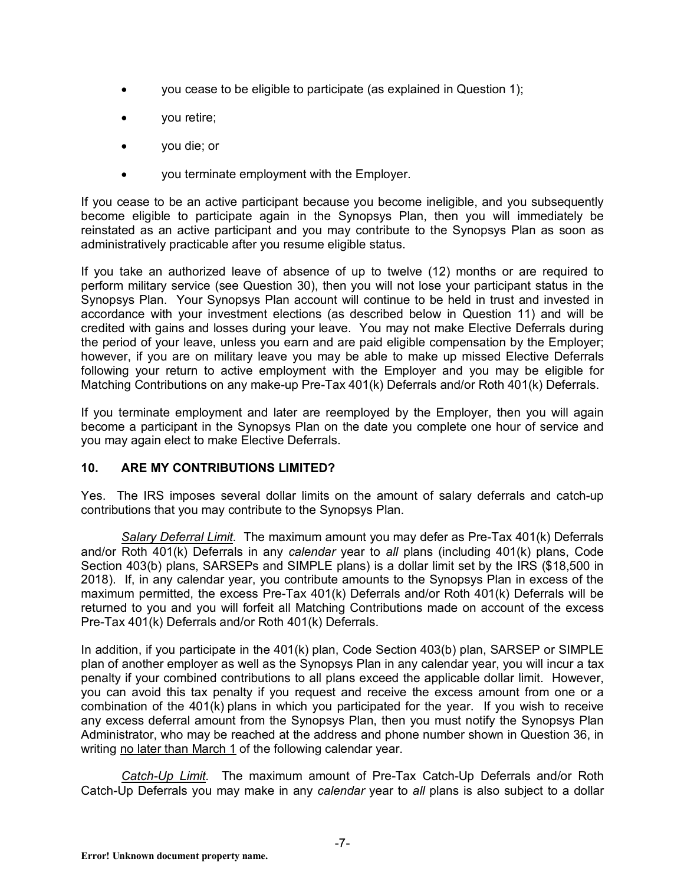- you cease to be eligible to participate (as explained in Question 1);
- you retire;
- you die; or
- you terminate employment with the Employer.

If you cease to be an active participant because you become ineligible, and you subsequently become eligible to participate again in the Synopsys Plan, then you will immediately be reinstated as an active participant and you may contribute to the Synopsys Plan as soon as administratively practicable after you resume eligible status.

If you take an authorized leave of absence of up to twelve (12) months or are required to perform military service (see Question 30), then you will not lose your participant status in the Synopsys Plan. Your Synopsys Plan account will continue to be held in trust and invested in accordance with your investment elections (as described below in Question 11) and will be credited with gains and losses during your leave. You may not make Elective Deferrals during the period of your leave, unless you earn and are paid eligible compensation by the Employer; however, if you are on military leave you may be able to make up missed Elective Deferrals following your return to active employment with the Employer and you may be eligible for Matching Contributions on any make-up Pre-Tax 401(k) Deferrals and/or Roth 401(k) Deferrals.

If you terminate employment and later are reemployed by the Employer, then you will again become a participant in the Synopsys Plan on the date you complete one hour of service and you may again elect to make Elective Deferrals.

## 10. ARE MY CONTRIBUTIONS LIMITED?

Yes. The IRS imposes several dollar limits on the amount of salary deferrals and catch-up contributions that you may contribute to the Synopsys Plan.

*Salary Deferral Limit.* The maximum amount you may defer as Pre-Tax 401(k) Deferrals and/or Roth 401(k) Deferrals in any *calendar* year to *all* plans (including 401(k) plans, Code Section 403(b) plans, SARSEPs and SIMPLE plans) is a dollar limit set by the IRS ($18,500 in 2018). If, in any calendar year, you contribute amounts to the Synopsys Plan in excess of the maximum permitted, the excess Pre-Tax 401(k) Deferrals and/or Roth 401(k) Deferrals will be returned to you and you will forfeit all Matching Contributions made on account of the excess Pre-Tax 401(k) Deferrals and/or Roth 401(k) Deferrals.

In addition, if you participate in the 401(k) plan, Code Section 403(b) plan, SARSEP or SIMPLE plan of another employer as well as the Synopsys Plan in any calendar year, you will incur a tax penalty if your combined contributions to all plans exceed the applicable dollar limit. However, you can avoid this tax penalty if you request and receive the excess amount from one or a combination of the 401(k) plans in which you participated for the year. If you wish to receive any excess deferral amount from the Synopsys Plan, then you must notify the Synopsys Plan Administrator, who may be reached at the address and phone number shown in Question 36, in writing no later than March 1 of the following calendar year.

*Catch-Up Limit.* The maximum amount of Pre-Tax Catch-Up Deferrals and/or Roth Catch-Up Deferrals you may make in any *calendar* year to *all* plans is also subject to a dollar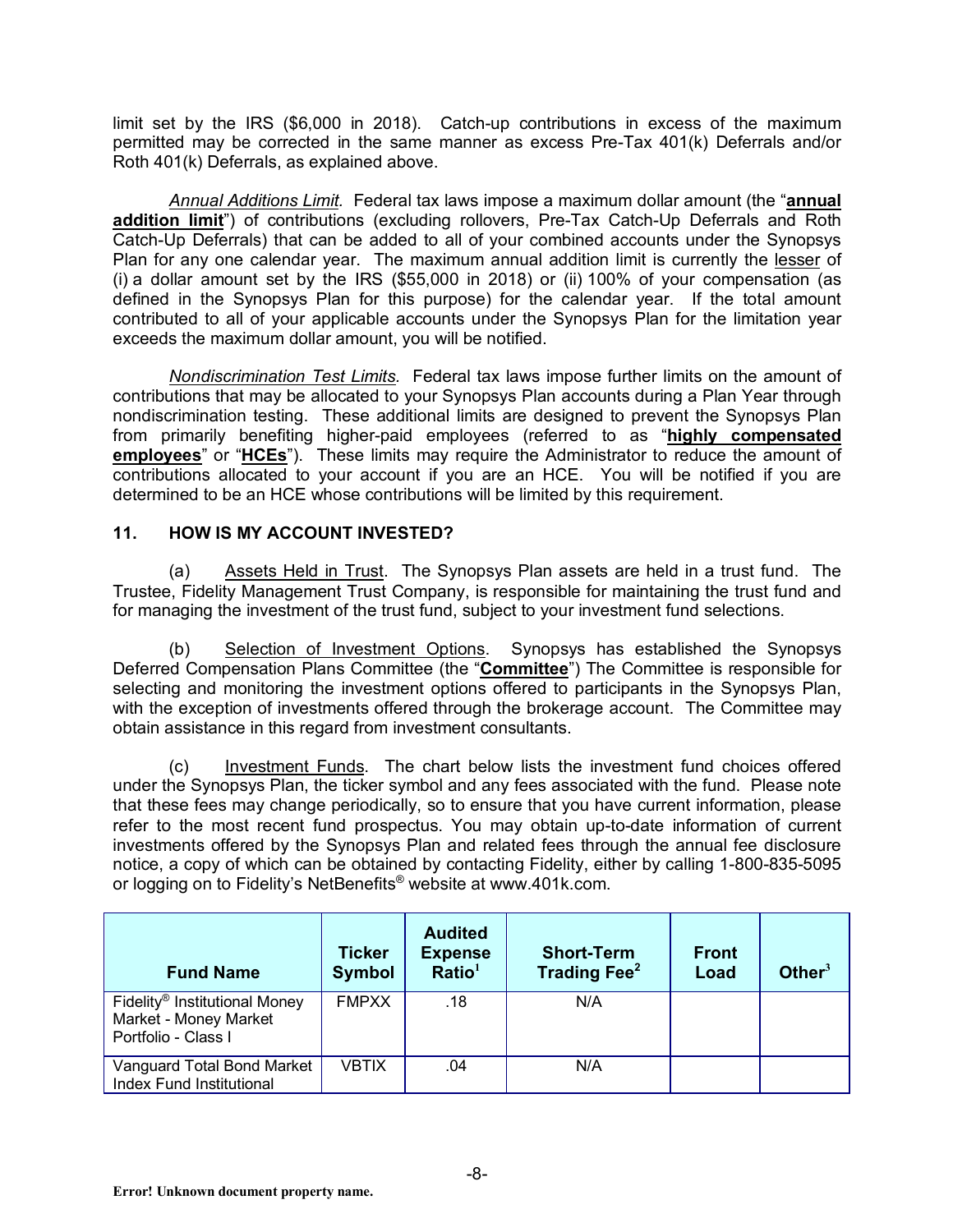limit set by the IRS ($6,000 in 2018). Catch-up contributions in excess of the maximum permitted may be corrected in the same manner as excess Pre-Tax 401(k) Deferrals and/or Roth 401(k) Deferrals, as explained above.

*Annual Additions Limit.* Federal tax laws impose a maximum dollar amount (the "**annual addition limit**") of contributions (excluding rollovers, Pre-Tax Catch-Up Deferrals and Roth Catch-Up Deferrals) that can be added to all of your combined accounts under the Synopsys Plan for any one calendar year. The maximum annual addition limit is currently the lesser of (i) a dollar amount set by the IRS ($55,000 in 2018) or (ii) 100% of your compensation (as defined in the Synopsys Plan for this purpose) for the calendar year. If the total amount contributed to all of your applicable accounts under the Synopsys Plan for the limitation year exceeds the maximum dollar amount, you will be notified.

*Nondiscrimination Test Limits.* Federal tax laws impose further limits on the amount of contributions that may be allocated to your Synopsys Plan accounts during a Plan Year through nondiscrimination testing. These additional limits are designed to prevent the Synopsys Plan from primarily benefiting higher-paid employees (referred to as "**highly compensated employees**" or "**HCEs**"). These limits may require the Administrator to reduce the amount of contributions allocated to your account if you are an HCE. You will be notified if you are determined to be an HCE whose contributions will be limited by this requirement.

## 11. HOW IS MY ACCOUNT INVESTED?

(a) Assets Held in Trust. The Synopsys Plan assets are held in a trust fund. The Trustee, Fidelity Management Trust Company, is responsible for maintaining the trust fund and for managing the investment of the trust fund, subject to your investment fund selections.

(b) Selection of Investment Options. Synopsys has established the Synopsys Deferred Compensation Plans Committee (the "**Committee**") The Committee is responsible for selecting and monitoring the investment options offered to participants in the Synopsys Plan, with the exception of investments offered through the brokerage account. The Committee may obtain assistance in this regard from investment consultants.

(c) Investment Funds. The chart below lists the investment fund choices offered under the Synopsys Plan, the ticker symbol and any fees associated with the fund. Please note that these fees may change periodically, so to ensure that you have current information, please refer to the most recent fund prospectus. You may obtain up-to-date information of current investments offered by the Synopsys Plan and related fees through the annual fee disclosure notice, a copy of which can be obtained by contacting Fidelity, either by calling 1-800-835-5095 or logging on to Fidelity's NetBenefits® website at www.401k.com.

| Fund Name | Ticker Symbol | Audited Expense Ratio[1] | Short-Term Trading Fee[2] | Front Load | Other[3] |
|---|---|---|---|---|---|
| Fidelity® Institutional Money Market - Money Market Portfolio - Class I | FMPXX | .18 | N/A | | |
| Vanguard Total Bond Market Index Fund Institutional | VBTIX | .04 | N/A | | |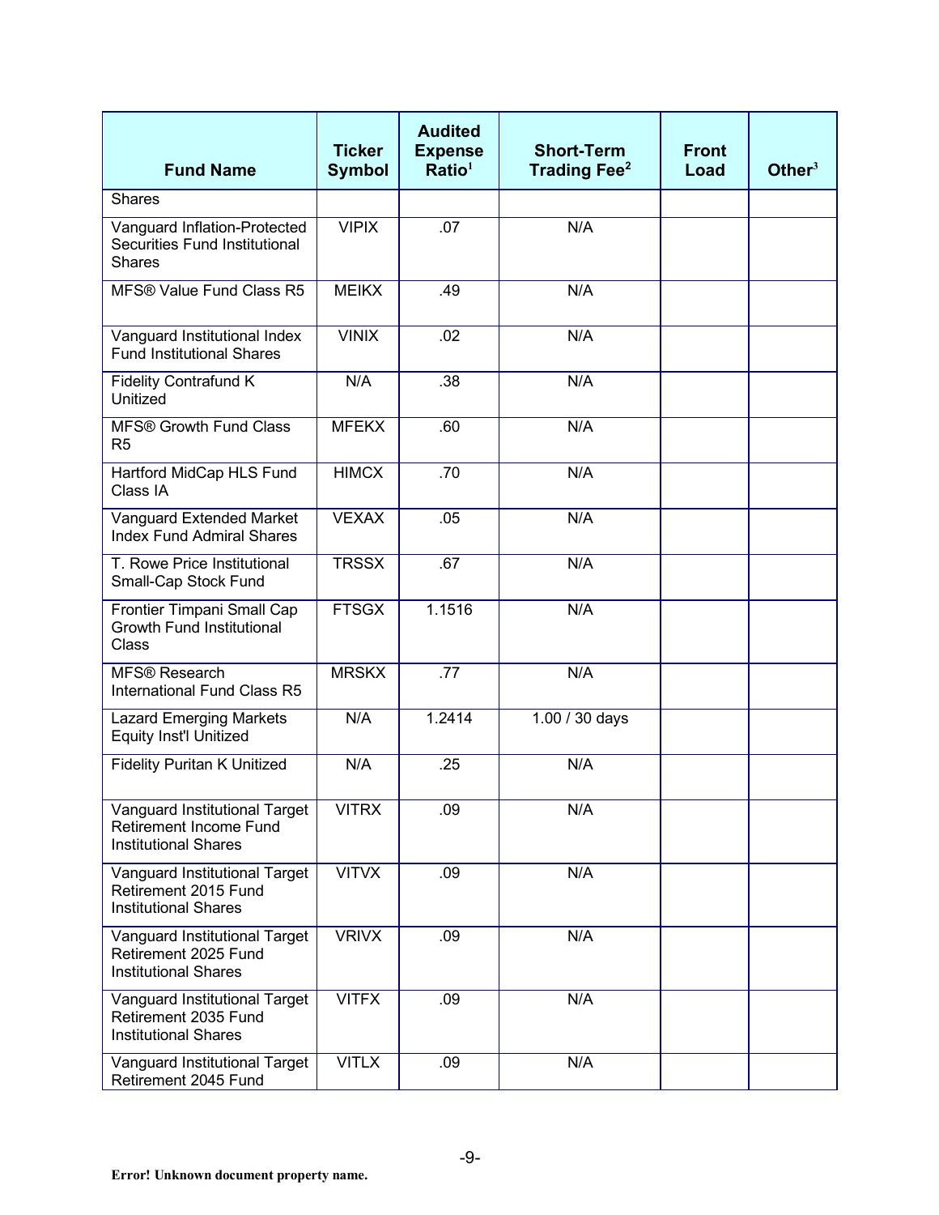| Fund Name | Ticker Symbol | Audited Expense Ratio[1] | Short-Term Trading Fee[2] | Front Load | Other[3] |
|---|---|---|---|---|---|
| Shares | | | | | |
| Vanguard Inflation-Protected Securities Fund Institutional Shares | VIPIX | .07 | N/A | | |
| MFS® Value Fund Class R5 | MEIKX | .49 | N/A | | |
| Vanguard Institutional Index Fund Institutional Shares | VINIX | .02 | N/A | | |
| Fidelity Contrafund K Unitized | N/A | .38 | N/A | | |
| MFS® Growth Fund Class R5 | MFEKX | .60 | N/A | | |
| Hartford MidCap HLS Fund Class IA | HIMCX | .70 | N/A | | |
| Vanguard Extended Market Index Fund Admiral Shares | VEXAX | .05 | N/A | | |
| T. Rowe Price Institutional Small-Cap Stock Fund | TRSSX | .67 | N/A | | |
| Frontier Timpani Small Cap Growth Fund Institutional Class | FTSGX | 1.1516 | N/A | | |
| MFS® Research International Fund Class R5 | MRSKX | .77 | N/A | | |
| Lazard Emerging Markets Equity Inst'l Unitized | N/A | 1.2414 | 1.00 / 30 days | | |
| Fidelity Puritan K Unitized | N/A | .25 | N/A | | |
| Vanguard Institutional Target Retirement Income Fund Institutional Shares | VITRX | .09 | N/A | | |
| Vanguard Institutional Target Retirement 2015 Fund Institutional Shares | VITVX | .09 | N/A | | |
| Vanguard Institutional Target Retirement 2025 Fund Institutional Shares | VRIVX | .09 | N/A | | |
| Vanguard Institutional Target Retirement 2035 Fund Institutional Shares | VITFX | .09 | N/A | | |
| Vanguard Institutional Target Retirement 2045 Fund | VITLX | .09 | N/A | | |

Error! Unknown document property name.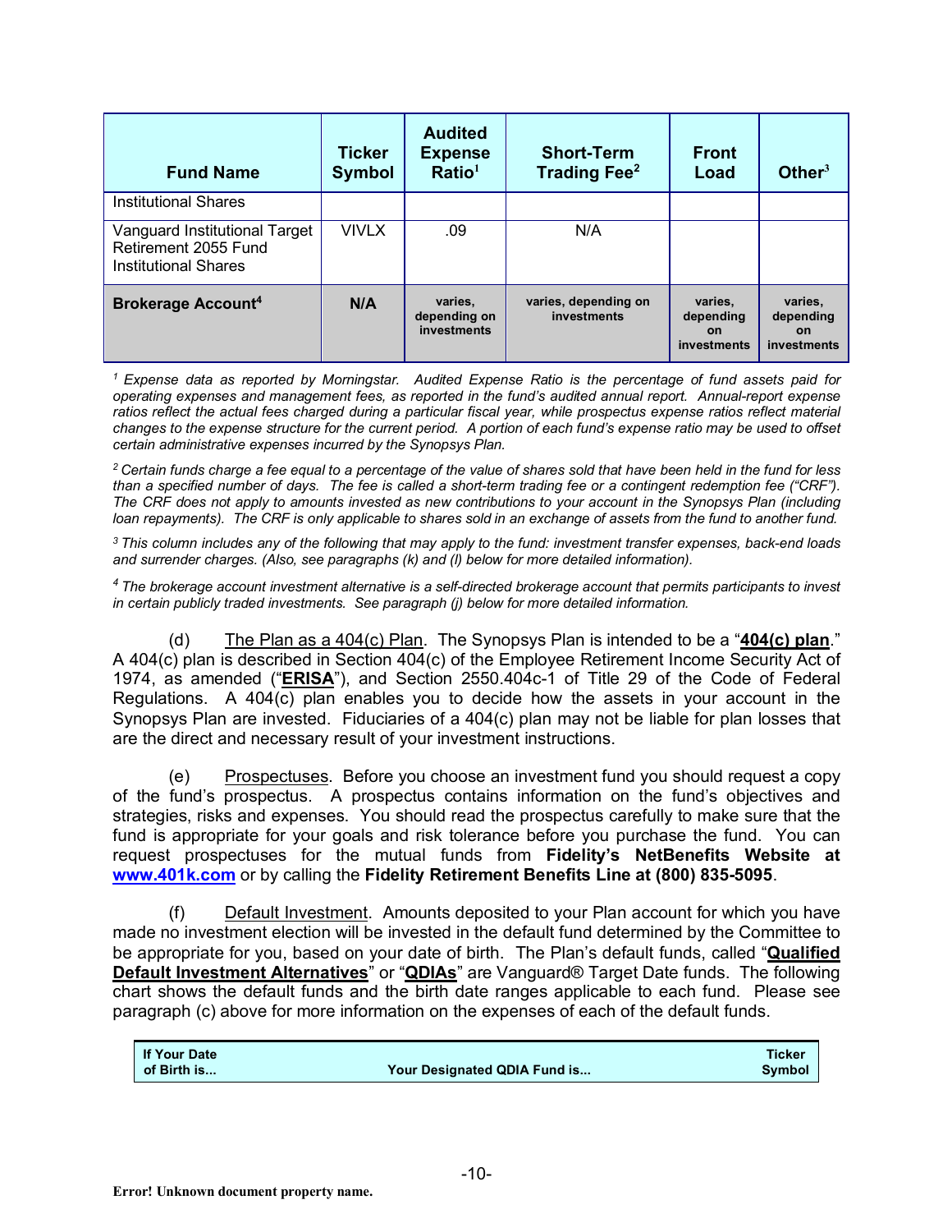| Fund Name | Ticker Symbol | Audited Expense Ratio[1] | Short-Term Trading Fee[2] | Front Load | Other[3] |
|---|---|---|---|---|---|
| Institutional Shares | | | | | |
| Vanguard Institutional Target Retirement 2055 Fund Institutional Shares | VIVLX | .09 | N/A | | |
| **Brokerage Account[4]** | **N/A** | **varies, depending on investments** | **varies, depending on investments** | **varies, depending on investments** | **varies, depending on investments** |

*[1] Expense data as reported by Morningstar. Audited Expense Ratio is the percentage of fund assets paid for operating expenses and management fees, as reported in the fund's audited annual report. Annual-report expense ratios reflect the actual fees charged during a particular fiscal year, while prospectus expense ratios reflect material changes to the expense structure for the current period. A portion of each fund's expense ratio may be used to offset certain administrative expenses incurred by the Synopsys Plan.*

*[2] Certain funds charge a fee equal to a percentage of the value of shares sold that have been held in the fund for less than a specified number of days. The fee is called a short-term trading fee or a contingent redemption fee ("CRF"). The CRF does not apply to amounts invested as new contributions to your account in the Synopsys Plan (including loan repayments). The CRF is only applicable to shares sold in an exchange of assets from the fund to another fund.*

*[3] This column includes any of the following that may apply to the fund: investment transfer expenses, back-end loads and surrender charges. (Also, see paragraphs (k) and (l) below for more detailed information).*

*[4] The brokerage account investment alternative is a self-directed brokerage account that permits participants to invest in certain publicly traded investments. See paragraph (j) below for more detailed information.*

(d) The Plan as a 404(c) Plan. The Synopsys Plan is intended to be a "**404(c) plan**." A 404(c) plan is described in Section 404(c) of the Employee Retirement Income Security Act of 1974, as amended ("**ERISA**"), and Section 2550.404c-1 of Title 29 of the Code of Federal Regulations. A 404(c) plan enables you to decide how the assets in your account in the Synopsys Plan are invested. Fiduciaries of a 404(c) plan may not be liable for plan losses that are the direct and necessary result of your investment instructions.

(e) Prospectuses. Before you choose an investment fund you should request a copy of the fund's prospectus. A prospectus contains information on the fund's objectives and strategies, risks and expenses. You should read the prospectus carefully to make sure that the fund is appropriate for your goals and risk tolerance before you purchase the fund. You can request prospectuses for the mutual funds from **Fidelity's NetBenefits Website at www.401k.com** or by calling the **Fidelity Retirement Benefits Line at (800) 835-5095**.

(f) Default Investment. Amounts deposited to your Plan account for which you have made no investment election will be invested in the default fund determined by the Committee to be appropriate for you, based on your date of birth. The Plan's default funds, called "**Qualified Default Investment Alternatives**" or "**QDIAs**" are Vanguard® Target Date funds. The following chart shows the default funds and the birth date ranges applicable to each fund. Please see paragraph (c) above for more information on the expenses of each of the default funds.

| If Your Date of Birth is... | Your Designated QDIA Fund is... | Ticker Symbol |
|---|---|---|

Error! Unknown document property name.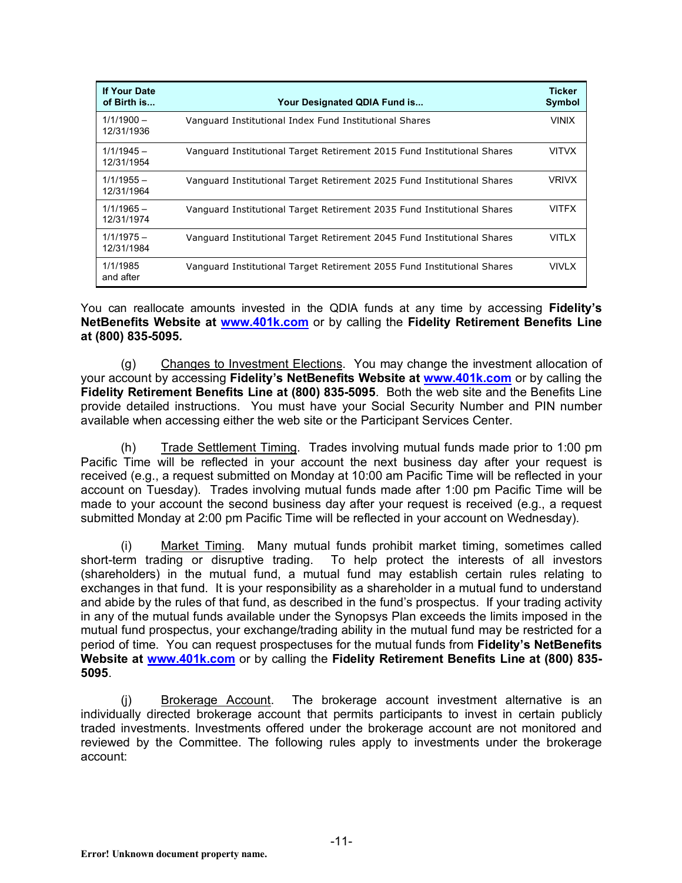| If Your Date of Birth is... | Your Designated QDIA Fund is... | Ticker Symbol |
|---|---|---|
| 1/1/1900 – 12/31/1936 | Vanguard Institutional Index Fund Institutional Shares | VINIX |
| 1/1/1945 – 12/31/1954 | Vanguard Institutional Target Retirement 2015 Fund Institutional Shares | VITVX |
| 1/1/1955 – 12/31/1964 | Vanguard Institutional Target Retirement 2025 Fund Institutional Shares | VRIVX |
| 1/1/1965 – 12/31/1974 | Vanguard Institutional Target Retirement 2035 Fund Institutional Shares | VITFX |
| 1/1/1975 – 12/31/1984 | Vanguard Institutional Target Retirement 2045 Fund Institutional Shares | VITLX |
| 1/1/1985 and after | Vanguard Institutional Target Retirement 2055 Fund Institutional Shares | VIVLX |

You can reallocate amounts invested in the QDIA funds at any time by accessing **Fidelity's NetBenefits Website at www.401k.com** or by calling the **Fidelity Retirement Benefits Line at (800) 835-5095.**

(g) Changes to Investment Elections. You may change the investment allocation of your account by accessing **Fidelity's NetBenefits Website at www.401k.com** or by calling the **Fidelity Retirement Benefits Line at (800) 835-5095**. Both the web site and the Benefits Line provide detailed instructions. You must have your Social Security Number and PIN number available when accessing either the web site or the Participant Services Center.

(h) Trade Settlement Timing. Trades involving mutual funds made prior to 1:00 pm Pacific Time will be reflected in your account the next business day after your request is received (e.g., a request submitted on Monday at 10:00 am Pacific Time will be reflected in your account on Tuesday). Trades involving mutual funds made after 1:00 pm Pacific Time will be made to your account the second business day after your request is received (e.g., a request submitted Monday at 2:00 pm Pacific Time will be reflected in your account on Wednesday).

(i) Market Timing. Many mutual funds prohibit market timing, sometimes called short-term trading or disruptive trading. To help protect the interests of all investors (shareholders) in the mutual fund, a mutual fund may establish certain rules relating to exchanges in that fund. It is your responsibility as a shareholder in a mutual fund to understand and abide by the rules of that fund, as described in the fund's prospectus. If your trading activity in any of the mutual funds available under the Synopsys Plan exceeds the limits imposed in the mutual fund prospectus, your exchange/trading ability in the mutual fund may be restricted for a period of time. You can request prospectuses for the mutual funds from **Fidelity's NetBenefits Website at www.401k.com** or by calling the **Fidelity Retirement Benefits Line at (800) 835-5095**.

(j) Brokerage Account. The brokerage account investment alternative is an individually directed brokerage account that permits participants to invest in certain publicly traded investments. Investments offered under the brokerage account are not monitored and reviewed by the Committee. The following rules apply to investments under the brokerage account: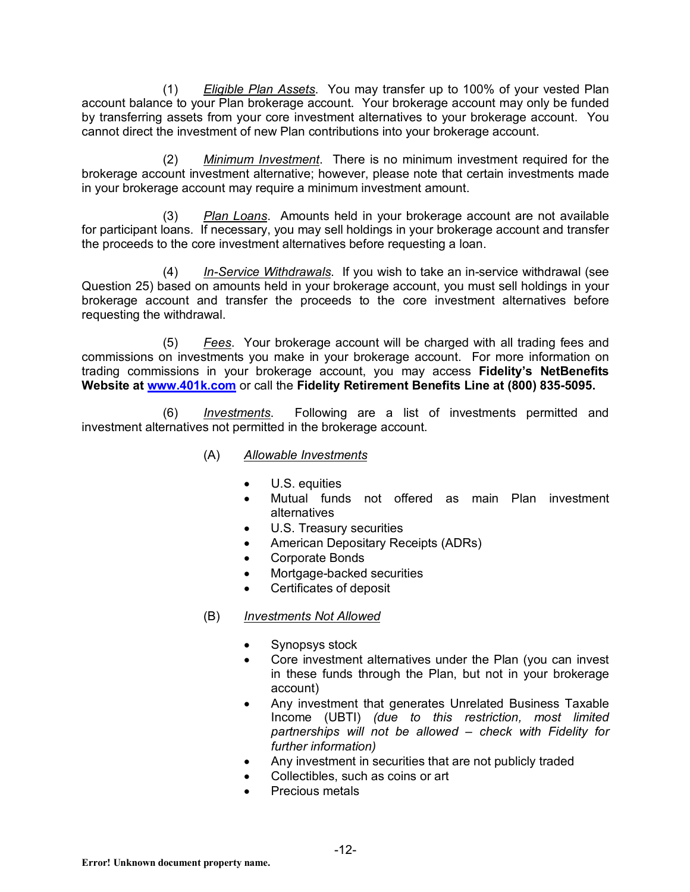(1) *Eligible Plan Assets*. You may transfer up to 100% of your vested Plan account balance to your Plan brokerage account. Your brokerage account may only be funded by transferring assets from your core investment alternatives to your brokerage account. You cannot direct the investment of new Plan contributions into your brokerage account.

(2) *Minimum Investment*. There is no minimum investment required for the brokerage account investment alternative; however, please note that certain investments made in your brokerage account may require a minimum investment amount.

(3) *Plan Loans*. Amounts held in your brokerage account are not available for participant loans. If necessary, you may sell holdings in your brokerage account and transfer the proceeds to the core investment alternatives before requesting a loan.

(4) *In-Service Withdrawals*. If you wish to take an in-service withdrawal (see Question 25) based on amounts held in your brokerage account, you must sell holdings in your brokerage account and transfer the proceeds to the core investment alternatives before requesting the withdrawal.

(5) *Fees*. Your brokerage account will be charged with all trading fees and commissions on investments you make in your brokerage account. For more information on trading commissions in your brokerage account, you may access **Fidelity's NetBenefits Website at [www.401k.com](http://www.401k.com)** or call the **Fidelity Retirement Benefits Line at (800) 835-5095.**

(6) *Investments*. Following are a list of investments permitted and investment alternatives not permitted in the brokerage account.

(A) *Allowable Investments*

- U.S. equities
- Mutual funds not offered as main Plan investment alternatives
- U.S. Treasury securities
- American Depositary Receipts (ADRs)
- Corporate Bonds
- Mortgage-backed securities
- Certificates of deposit

(B) *Investments Not Allowed*

- Synopsys stock
- Core investment alternatives under the Plan (you can invest in these funds through the Plan, but not in your brokerage account)
- Any investment that generates Unrelated Business Taxable Income (UBTI) *(due to this restriction, most limited partnerships will not be allowed – check with Fidelity for further information)*
- Any investment in securities that are not publicly traded
- Collectibles, such as coins or art
- Precious metals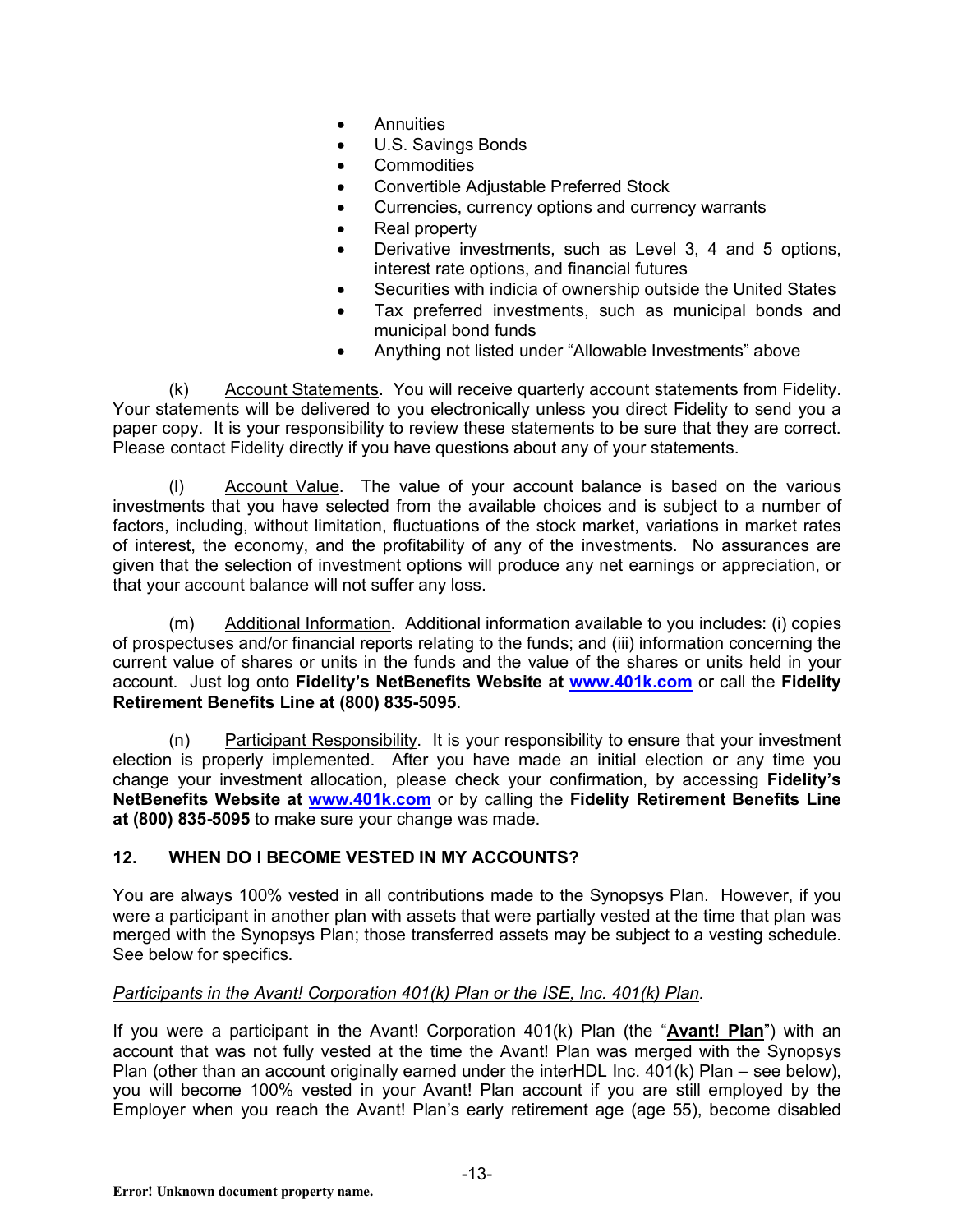- Annuities
- U.S. Savings Bonds
- Commodities
- Convertible Adjustable Preferred Stock
- Currencies, currency options and currency warrants
- Real property
- Derivative investments, such as Level 3, 4 and 5 options, interest rate options, and financial futures
- Securities with indicia of ownership outside the United States
- Tax preferred investments, such as municipal bonds and municipal bond funds
- Anything not listed under "Allowable Investments" above

(k) Account Statements. You will receive quarterly account statements from Fidelity. Your statements will be delivered to you electronically unless you direct Fidelity to send you a paper copy. It is your responsibility to review these statements to be sure that they are correct. Please contact Fidelity directly if you have questions about any of your statements.

(l) Account Value. The value of your account balance is based on the various investments that you have selected from the available choices and is subject to a number of factors, including, without limitation, fluctuations of the stock market, variations in market rates of interest, the economy, and the profitability of any of the investments. No assurances are given that the selection of investment options will produce any net earnings or appreciation, or that your account balance will not suffer any loss.

(m) Additional Information. Additional information available to you includes: (i) copies of prospectuses and/or financial reports relating to the funds; and (iii) information concerning the current value of shares or units in the funds and the value of the shares or units held in your account. Just log onto **Fidelity's NetBenefits Website at www.401k.com** or call the **Fidelity Retirement Benefits Line at (800) 835-5095**.

(n) Participant Responsibility. It is your responsibility to ensure that your investment election is properly implemented. After you have made an initial election or any time you change your investment allocation, please check your confirmation, by accessing **Fidelity's NetBenefits Website at www.401k.com** or by calling the **Fidelity Retirement Benefits Line at (800) 835-5095** to make sure your change was made.

## 12. WHEN DO I BECOME VESTED IN MY ACCOUNTS?

You are always 100% vested in all contributions made to the Synopsys Plan. However, if you were a participant in another plan with assets that were partially vested at the time that plan was merged with the Synopsys Plan; those transferred assets may be subject to a vesting schedule. See below for specifics.

*Participants in the Avant! Corporation 401(k) Plan or the ISE, Inc. 401(k) Plan.*

If you were a participant in the Avant! Corporation 401(k) Plan (the "**Avant! Plan**") with an account that was not fully vested at the time the Avant! Plan was merged with the Synopsys Plan (other than an account originally earned under the interHDL Inc. 401(k) Plan – see below), you will become 100% vested in your Avant! Plan account if you are still employed by the Employer when you reach the Avant! Plan's early retirement age (age 55), become disabled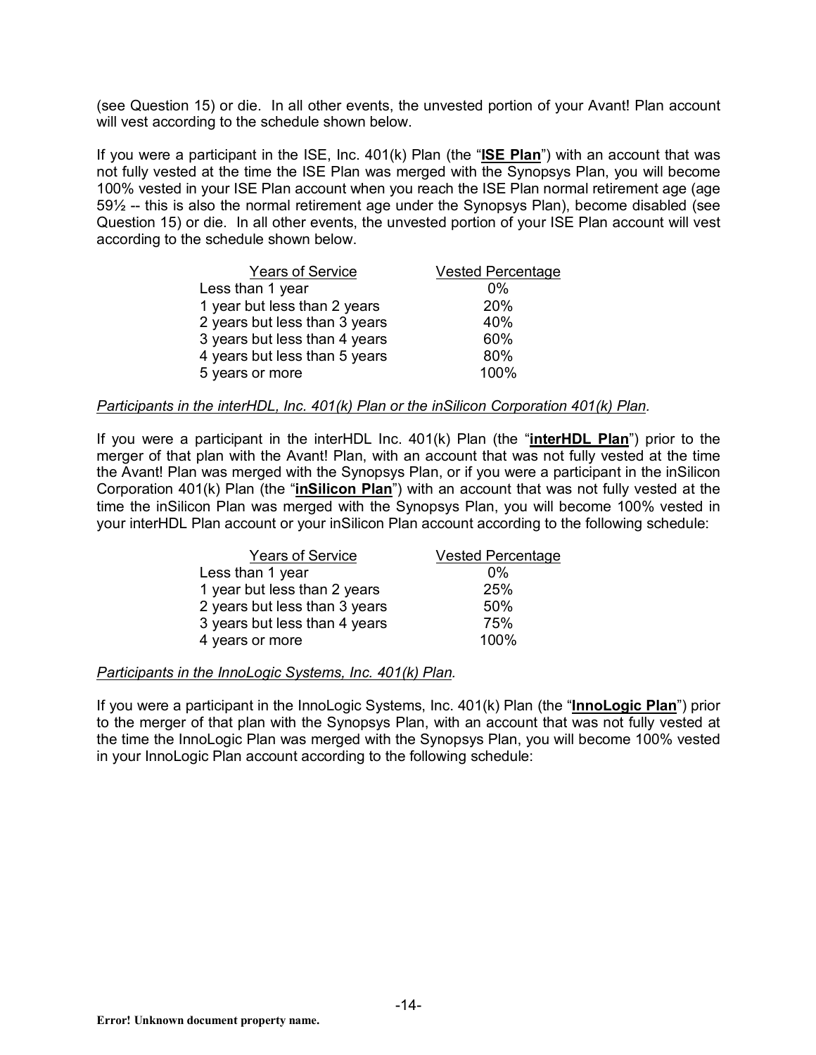(see Question 15) or die. In all other events, the unvested portion of your Avant! Plan account will vest according to the schedule shown below.

If you were a participant in the ISE, Inc. 401(k) Plan (the "**ISE Plan**") with an account that was not fully vested at the time the ISE Plan was merged with the Synopsys Plan, you will become 100% vested in your ISE Plan account when you reach the ISE Plan normal retirement age (age 59½ -- this is also the normal retirement age under the Synopsys Plan), become disabled (see Question 15) or die. In all other events, the unvested portion of your ISE Plan account will vest according to the schedule shown below.

| Years of Service | Vested Percentage |
|---|---|
| Less than 1 year | 0% |
| 1 year but less than 2 years | 20% |
| 2 years but less than 3 years | 40% |
| 3 years but less than 4 years | 60% |
| 4 years but less than 5 years | 80% |
| 5 years or more | 100% |

*Participants in the interHDL, Inc. 401(k) Plan or the inSilicon Corporation 401(k) Plan.*

If you were a participant in the interHDL Inc. 401(k) Plan (the "**interHDL Plan**") prior to the merger of that plan with the Avant! Plan, with an account that was not fully vested at the time the Avant! Plan was merged with the Synopsys Plan, or if you were a participant in the inSilicon Corporation 401(k) Plan (the "**inSilicon Plan**") with an account that was not fully vested at the time the inSilicon Plan was merged with the Synopsys Plan, you will become 100% vested in your interHDL Plan account or your inSilicon Plan account according to the following schedule:

| Years of Service | Vested Percentage |
|---|---|
| Less than 1 year | 0% |
| 1 year but less than 2 years | 25% |
| 2 years but less than 3 years | 50% |
| 3 years but less than 4 years | 75% |
| 4 years or more | 100% |

*Participants in the InnoLogic Systems, Inc. 401(k) Plan.*

If you were a participant in the InnoLogic Systems, Inc. 401(k) Plan (the "**InnoLogic Plan**") prior to the merger of that plan with the Synopsys Plan, with an account that was not fully vested at the time the InnoLogic Plan was merged with the Synopsys Plan, you will become 100% vested in your InnoLogic Plan account according to the following schedule: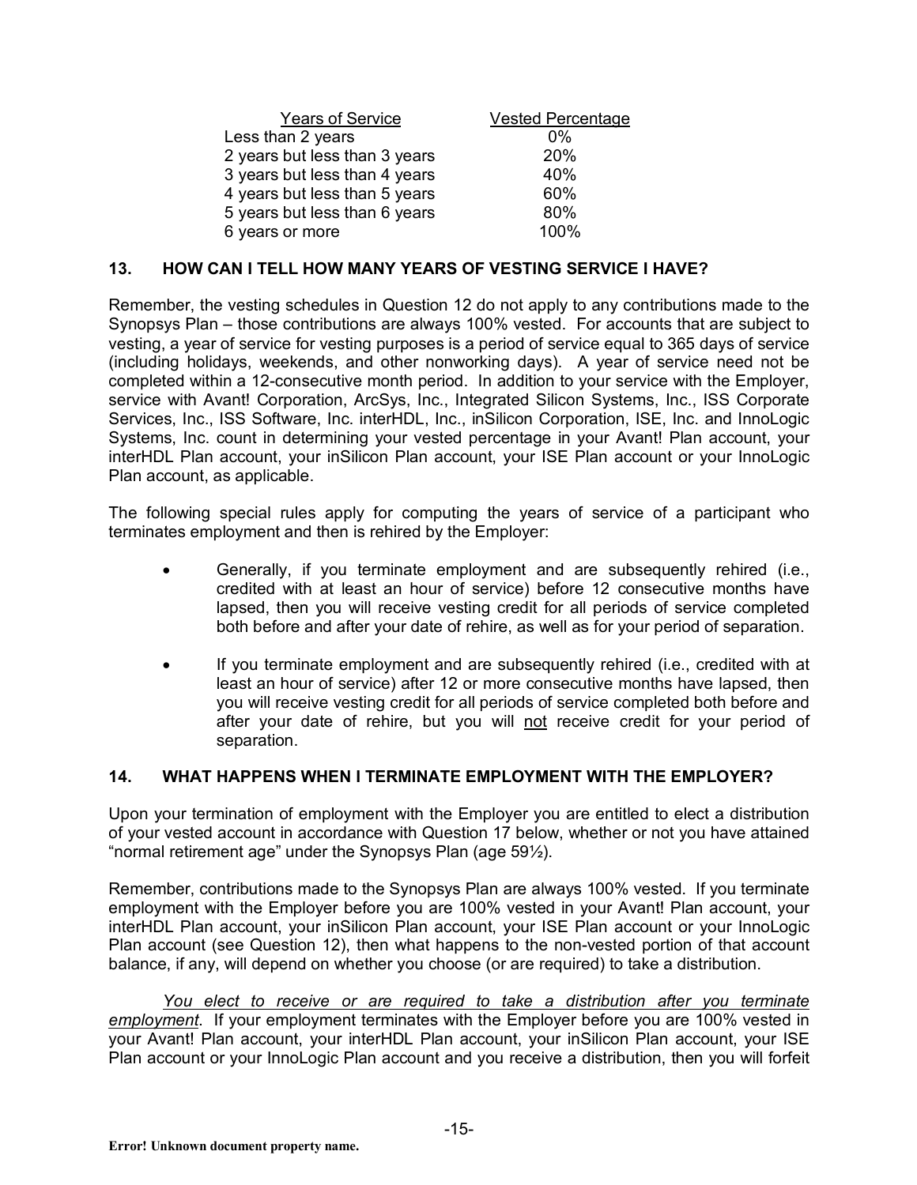| Years of Service | Vested Percentage |
| --- | --- |
| Less than 2 years | 0% |
| 2 years but less than 3 years | 20% |
| 3 years but less than 4 years | 40% |
| 4 years but less than 5 years | 60% |
| 5 years but less than 6 years | 80% |
| 6 years or more | 100% |

### 13. HOW CAN I TELL HOW MANY YEARS OF VESTING SERVICE I HAVE?

Remember, the vesting schedules in Question 12 do not apply to any contributions made to the Synopsys Plan – those contributions are always 100% vested. For accounts that are subject to vesting, a year of service for vesting purposes is a period of service equal to 365 days of service (including holidays, weekends, and other nonworking days). A year of service need not be completed within a 12-consecutive month period. In addition to your service with the Employer, service with Avant! Corporation, ArcSys, Inc., Integrated Silicon Systems, Inc., ISS Corporate Services, Inc., ISS Software, Inc. interHDL, Inc., inSilicon Corporation, ISE, Inc. and InnoLogic Systems, Inc. count in determining your vested percentage in your Avant! Plan account, your interHDL Plan account, your inSilicon Plan account, your ISE Plan account or your InnoLogic Plan account, as applicable.

The following special rules apply for computing the years of service of a participant who terminates employment and then is rehired by the Employer:

- Generally, if you terminate employment and are subsequently rehired (i.e., credited with at least an hour of service) before 12 consecutive months have lapsed, then you will receive vesting credit for all periods of service completed both before and after your date of rehire, as well as for your period of separation.
- If you terminate employment and are subsequently rehired (i.e., credited with at least an hour of service) after 12 or more consecutive months have lapsed, then you will receive vesting credit for all periods of service completed both before and after your date of rehire, but you will not receive credit for your period of separation.

### 14. WHAT HAPPENS WHEN I TERMINATE EMPLOYMENT WITH THE EMPLOYER?

Upon your termination of employment with the Employer you are entitled to elect a distribution of your vested account in accordance with Question 17 below, whether or not you have attained "normal retirement age" under the Synopsys Plan (age 59½).

Remember, contributions made to the Synopsys Plan are always 100% vested. If you terminate employment with the Employer before you are 100% vested in your Avant! Plan account, your interHDL Plan account, your inSilicon Plan account, your ISE Plan account or your InnoLogic Plan account (see Question 12), then what happens to the non-vested portion of that account balance, if any, will depend on whether you choose (or are required) to take a distribution.

*You elect to receive or are required to take a distribution after you terminate employment*. If your employment terminates with the Employer before you are 100% vested in your Avant! Plan account, your interHDL Plan account, your inSilicon Plan account, your ISE Plan account or your InnoLogic Plan account and you receive a distribution, then you will forfeit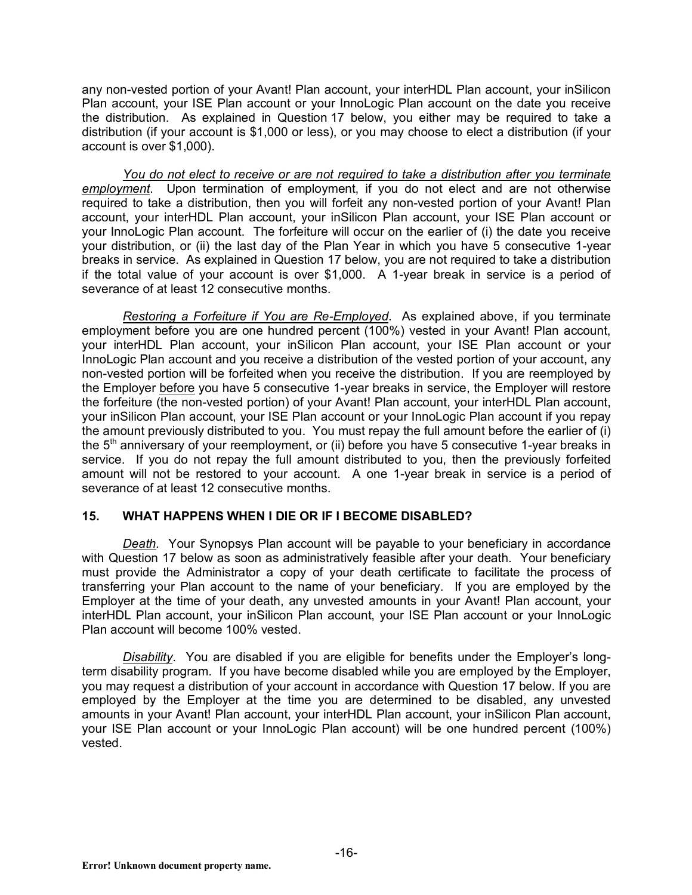any non-vested portion of your Avant! Plan account, your interHDL Plan account, your inSilicon Plan account, your ISE Plan account or your InnoLogic Plan account on the date you receive the distribution. As explained in Question 17 below, you either may be required to take a distribution (if your account is $1,000 or less), or you may choose to elect a distribution (if your account is over $1,000).

*You do not elect to receive or are not required to take a distribution after you terminate employment*. Upon termination of employment, if you do not elect and are not otherwise required to take a distribution, then you will forfeit any non-vested portion of your Avant! Plan account, your interHDL Plan account, your inSilicon Plan account, your ISE Plan account or your InnoLogic Plan account. The forfeiture will occur on the earlier of (i) the date you receive your distribution, or (ii) the last day of the Plan Year in which you have 5 consecutive 1-year breaks in service. As explained in Question 17 below, you are not required to take a distribution if the total value of your account is over $1,000. A 1-year break in service is a period of severance of at least 12 consecutive months.

*Restoring a Forfeiture if You are Re-Employed*. As explained above, if you terminate employment before you are one hundred percent (100%) vested in your Avant! Plan account, your interHDL Plan account, your inSilicon Plan account, your ISE Plan account or your InnoLogic Plan account and you receive a distribution of the vested portion of your account, any non-vested portion will be forfeited when you receive the distribution. If you are reemployed by the Employer before you have 5 consecutive 1-year breaks in service, the Employer will restore the forfeiture (the non-vested portion) of your Avant! Plan account, your interHDL Plan account, your inSilicon Plan account, your ISE Plan account or your InnoLogic Plan account if you repay the amount previously distributed to you. You must repay the full amount before the earlier of (i) the 5th anniversary of your reemployment, or (ii) before you have 5 consecutive 1-year breaks in service. If you do not repay the full amount distributed to you, then the previously forfeited amount will not be restored to your account. A one 1-year break in service is a period of severance of at least 12 consecutive months.

## 15. WHAT HAPPENS WHEN I DIE OR IF I BECOME DISABLED?

*Death*. Your Synopsys Plan account will be payable to your beneficiary in accordance with Question 17 below as soon as administratively feasible after your death. Your beneficiary must provide the Administrator a copy of your death certificate to facilitate the process of transferring your Plan account to the name of your beneficiary. If you are employed by the Employer at the time of your death, any unvested amounts in your Avant! Plan account, your interHDL Plan account, your inSilicon Plan account, your ISE Plan account or your InnoLogic Plan account will become 100% vested.

*Disability*. You are disabled if you are eligible for benefits under the Employer's long-term disability program. If you have become disabled while you are employed by the Employer, you may request a distribution of your account in accordance with Question 17 below. If you are employed by the Employer at the time you are determined to be disabled, any unvested amounts in your Avant! Plan account, your interHDL Plan account, your inSilicon Plan account, your ISE Plan account or your InnoLogic Plan account) will be one hundred percent (100%) vested.

**Error! Unknown document property name.**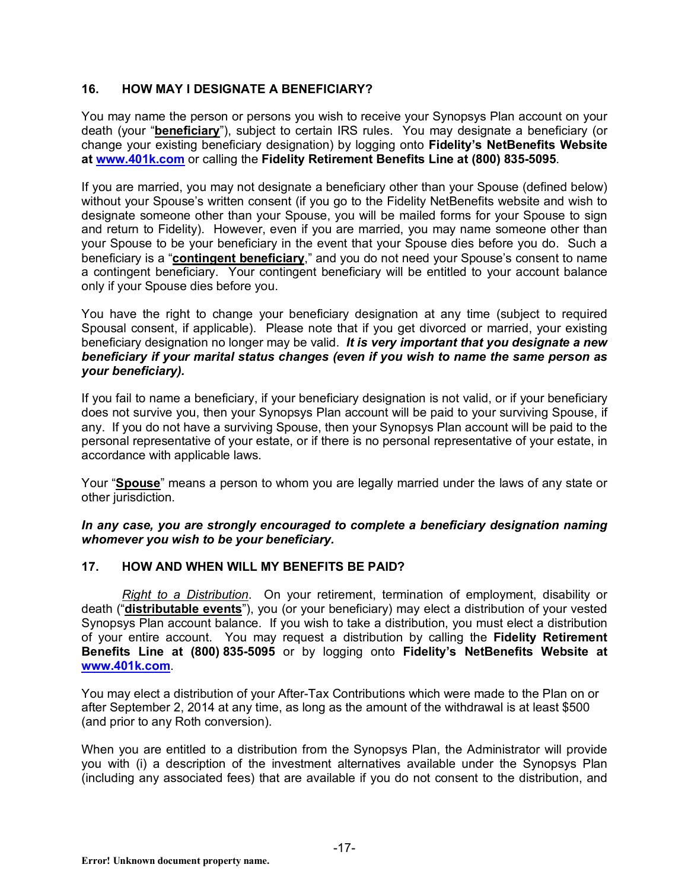## 16. HOW MAY I DESIGNATE A BENEFICIARY?

You may name the person or persons you wish to receive your Synopsys Plan account on your death (your "**beneficiary**"), subject to certain IRS rules. You may designate a beneficiary (or change your existing beneficiary designation) by logging onto **Fidelity's NetBenefits Website at www.401k.com** or calling the **Fidelity Retirement Benefits Line at (800) 835-5095**.

If you are married, you may not designate a beneficiary other than your Spouse (defined below) without your Spouse's written consent (if you go to the Fidelity NetBenefits website and wish to designate someone other than your Spouse, you will be mailed forms for your Spouse to sign and return to Fidelity). However, even if you are married, you may name someone other than your Spouse to be your beneficiary in the event that your Spouse dies before you do. Such a beneficiary is a "**contingent beneficiary**," and you do not need your Spouse's consent to name a contingent beneficiary. Your contingent beneficiary will be entitled to your account balance only if your Spouse dies before you.

You have the right to change your beneficiary designation at any time (subject to required Spousal consent, if applicable). Please note that if you get divorced or married, your existing beneficiary designation no longer may be valid. ***It is very important that you designate a new beneficiary if your marital status changes (even if you wish to name the same person as your beneficiary).***

If you fail to name a beneficiary, if your beneficiary designation is not valid, or if your beneficiary does not survive you, then your Synopsys Plan account will be paid to your surviving Spouse, if any. If you do not have a surviving Spouse, then your Synopsys Plan account will be paid to the personal representative of your estate, or if there is no personal representative of your estate, in accordance with applicable laws.

Your "**Spouse**" means a person to whom you are legally married under the laws of any state or other jurisdiction.

***In any case, you are strongly encouraged to complete a beneficiary designation naming whomever you wish to be your beneficiary.***

## 17. HOW AND WHEN WILL MY BENEFITS BE PAID?

*Right to a Distribution*. On your retirement, termination of employment, disability or death ("**distributable events**"), you (or your beneficiary) may elect a distribution of your vested Synopsys Plan account balance. If you wish to take a distribution, you must elect a distribution of your entire account. You may request a distribution by calling the **Fidelity Retirement Benefits Line at (800) 835-5095** or by logging onto **Fidelity's NetBenefits Website at www.401k.com**.

You may elect a distribution of your After-Tax Contributions which were made to the Plan on or after September 2, 2014 at any time, as long as the amount of the withdrawal is at least $500 (and prior to any Roth conversion).

When you are entitled to a distribution from the Synopsys Plan, the Administrator will provide you with (i) a description of the investment alternatives available under the Synopsys Plan (including any associated fees) that are available if you do not consent to the distribution, and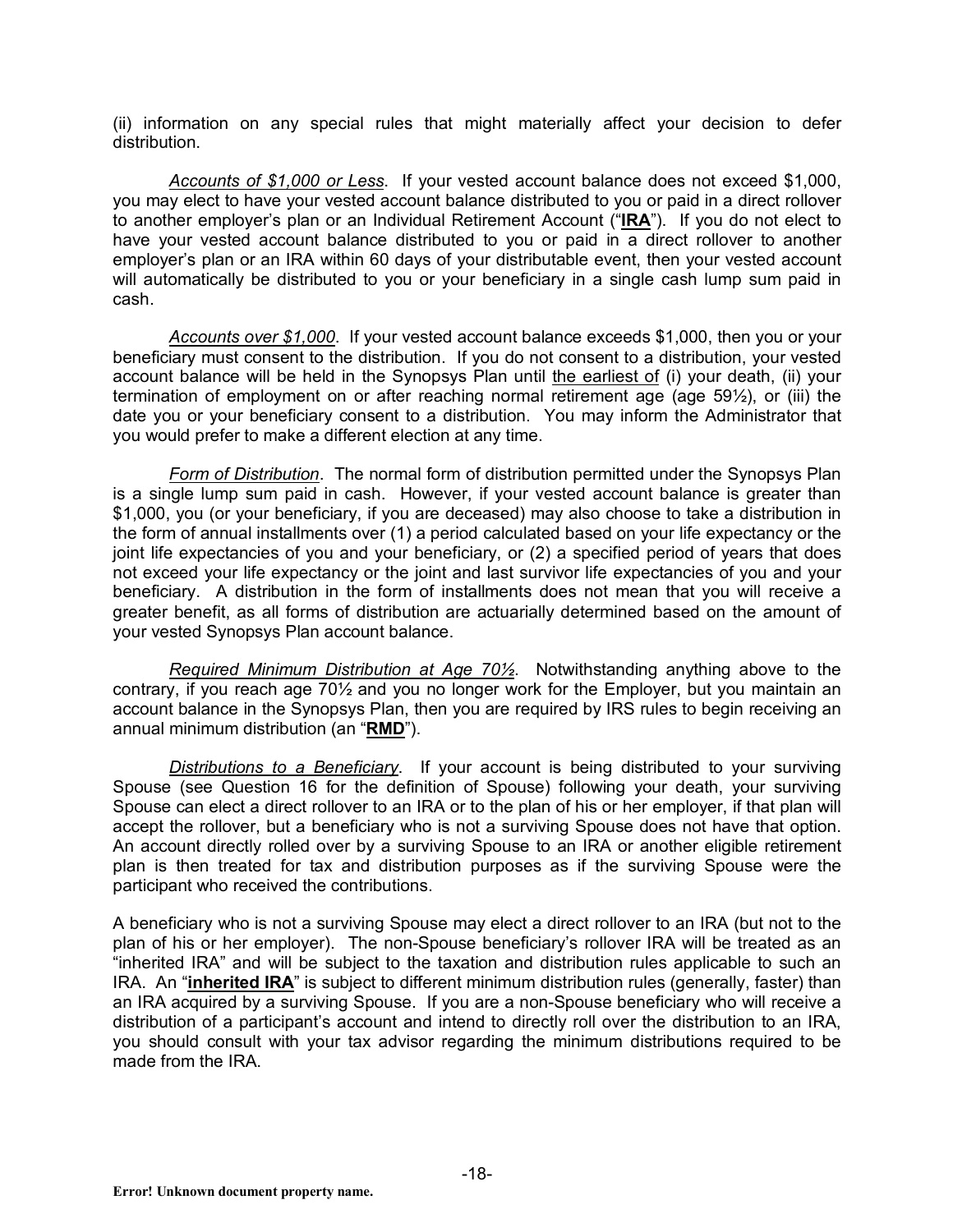(ii) information on any special rules that might materially affect your decision to defer distribution.

*Accounts of $1,000 or Less*. If your vested account balance does not exceed $1,000, you may elect to have your vested account balance distributed to you or paid in a direct rollover to another employer's plan or an Individual Retirement Account ("**IRA**"). If you do not elect to have your vested account balance distributed to you or paid in a direct rollover to another employer's plan or an IRA within 60 days of your distributable event, then your vested account will automatically be distributed to you or your beneficiary in a single cash lump sum paid in cash.

*Accounts over $1,000*. If your vested account balance exceeds $1,000, then you or your beneficiary must consent to the distribution. If you do not consent to a distribution, your vested account balance will be held in the Synopsys Plan until the earliest of (i) your death, (ii) your termination of employment on or after reaching normal retirement age (age 59½), or (iii) the date you or your beneficiary consent to a distribution. You may inform the Administrator that you would prefer to make a different election at any time.

*Form of Distribution*. The normal form of distribution permitted under the Synopsys Plan is a single lump sum paid in cash. However, if your vested account balance is greater than $1,000, you (or your beneficiary, if you are deceased) may also choose to take a distribution in the form of annual installments over (1) a period calculated based on your life expectancy or the joint life expectancies of you and your beneficiary, or (2) a specified period of years that does not exceed your life expectancy or the joint and last survivor life expectancies of you and your beneficiary. A distribution in the form of installments does not mean that you will receive a greater benefit, as all forms of distribution are actuarially determined based on the amount of your vested Synopsys Plan account balance.

*Required Minimum Distribution at Age 70½*. Notwithstanding anything above to the contrary, if you reach age 70½ and you no longer work for the Employer, but you maintain an account balance in the Synopsys Plan, then you are required by IRS rules to begin receiving an annual minimum distribution (an "**RMD**").

*Distributions to a Beneficiary*. If your account is being distributed to your surviving Spouse (see Question 16 for the definition of Spouse) following your death, your surviving Spouse can elect a direct rollover to an IRA or to the plan of his or her employer, if that plan will accept the rollover, but a beneficiary who is not a surviving Spouse does not have that option. An account directly rolled over by a surviving Spouse to an IRA or another eligible retirement plan is then treated for tax and distribution purposes as if the surviving Spouse were the participant who received the contributions.

A beneficiary who is not a surviving Spouse may elect a direct rollover to an IRA (but not to the plan of his or her employer). The non-Spouse beneficiary's rollover IRA will be treated as an "inherited IRA" and will be subject to the taxation and distribution rules applicable to such an IRA. An "**inherited IRA**" is subject to different minimum distribution rules (generally, faster) than an IRA acquired by a surviving Spouse. If you are a non-Spouse beneficiary who will receive a distribution of a participant's account and intend to directly roll over the distribution to an IRA, you should consult with your tax advisor regarding the minimum distributions required to be made from the IRA.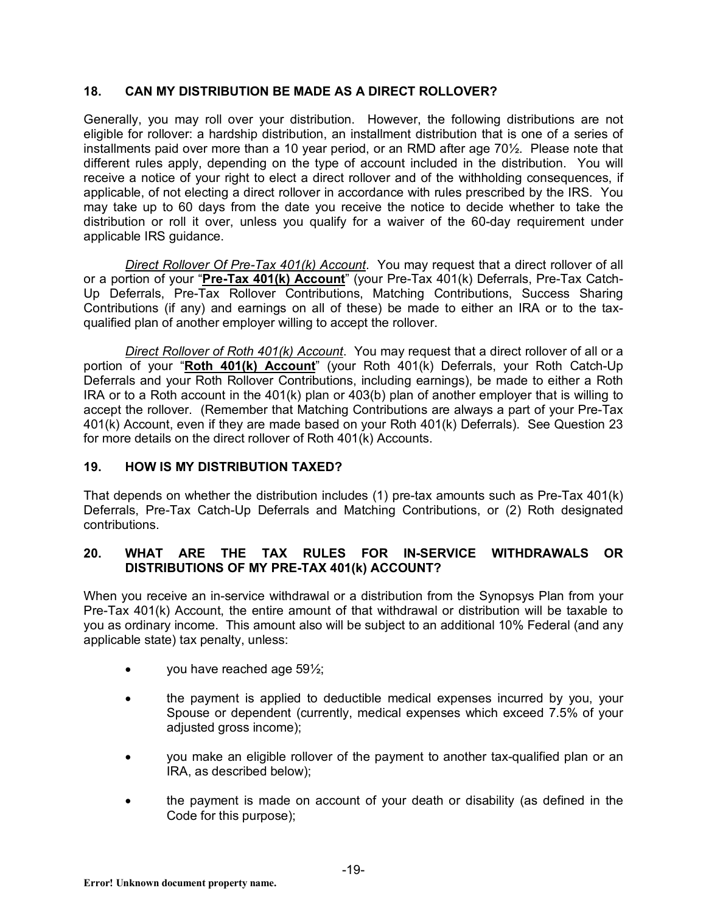## 18. CAN MY DISTRIBUTION BE MADE AS A DIRECT ROLLOVER?

Generally, you may roll over your distribution. However, the following distributions are not eligible for rollover: a hardship distribution, an installment distribution that is one of a series of installments paid over more than a 10 year period, or an RMD after age 70½. Please note that different rules apply, depending on the type of account included in the distribution. You will receive a notice of your right to elect a direct rollover and of the withholding consequences, if applicable, of not electing a direct rollover in accordance with rules prescribed by the IRS. You may take up to 60 days from the date you receive the notice to decide whether to take the distribution or roll it over, unless you qualify for a waiver of the 60-day requirement under applicable IRS guidance.

*Direct Rollover Of Pre-Tax 401(k) Account*. You may request that a direct rollover of all or a portion of your "**Pre-Tax 401(k) Account**" (your Pre-Tax 401(k) Deferrals, Pre-Tax Catch-Up Deferrals, Pre-Tax Rollover Contributions, Matching Contributions, Success Sharing Contributions (if any) and earnings on all of these) be made to either an IRA or to the tax-qualified plan of another employer willing to accept the rollover.

*Direct Rollover of Roth 401(k) Account*. You may request that a direct rollover of all or a portion of your "**Roth 401(k) Account**" (your Roth 401(k) Deferrals, your Roth Catch-Up Deferrals and your Roth Rollover Contributions, including earnings), be made to either a Roth IRA or to a Roth account in the 401(k) plan or 403(b) plan of another employer that is willing to accept the rollover. (Remember that Matching Contributions are always a part of your Pre-Tax 401(k) Account, even if they are made based on your Roth 401(k) Deferrals). See Question 23 for more details on the direct rollover of Roth 401(k) Accounts.

## 19. HOW IS MY DISTRIBUTION TAXED?

That depends on whether the distribution includes (1) pre-tax amounts such as Pre-Tax 401(k) Deferrals, Pre-Tax Catch-Up Deferrals and Matching Contributions, or (2) Roth designated contributions.

## 20. WHAT ARE THE TAX RULES FOR IN-SERVICE WITHDRAWALS OR DISTRIBUTIONS OF MY PRE-TAX 401(k) ACCOUNT?

When you receive an in-service withdrawal or a distribution from the Synopsys Plan from your Pre-Tax 401(k) Account, the entire amount of that withdrawal or distribution will be taxable to you as ordinary income. This amount also will be subject to an additional 10% Federal (and any applicable state) tax penalty, unless:

- you have reached age 59½;
- the payment is applied to deductible medical expenses incurred by you, your Spouse or dependent (currently, medical expenses which exceed 7.5% of your adjusted gross income);
- you make an eligible rollover of the payment to another tax-qualified plan or an IRA, as described below);
- the payment is made on account of your death or disability (as defined in the Code for this purpose);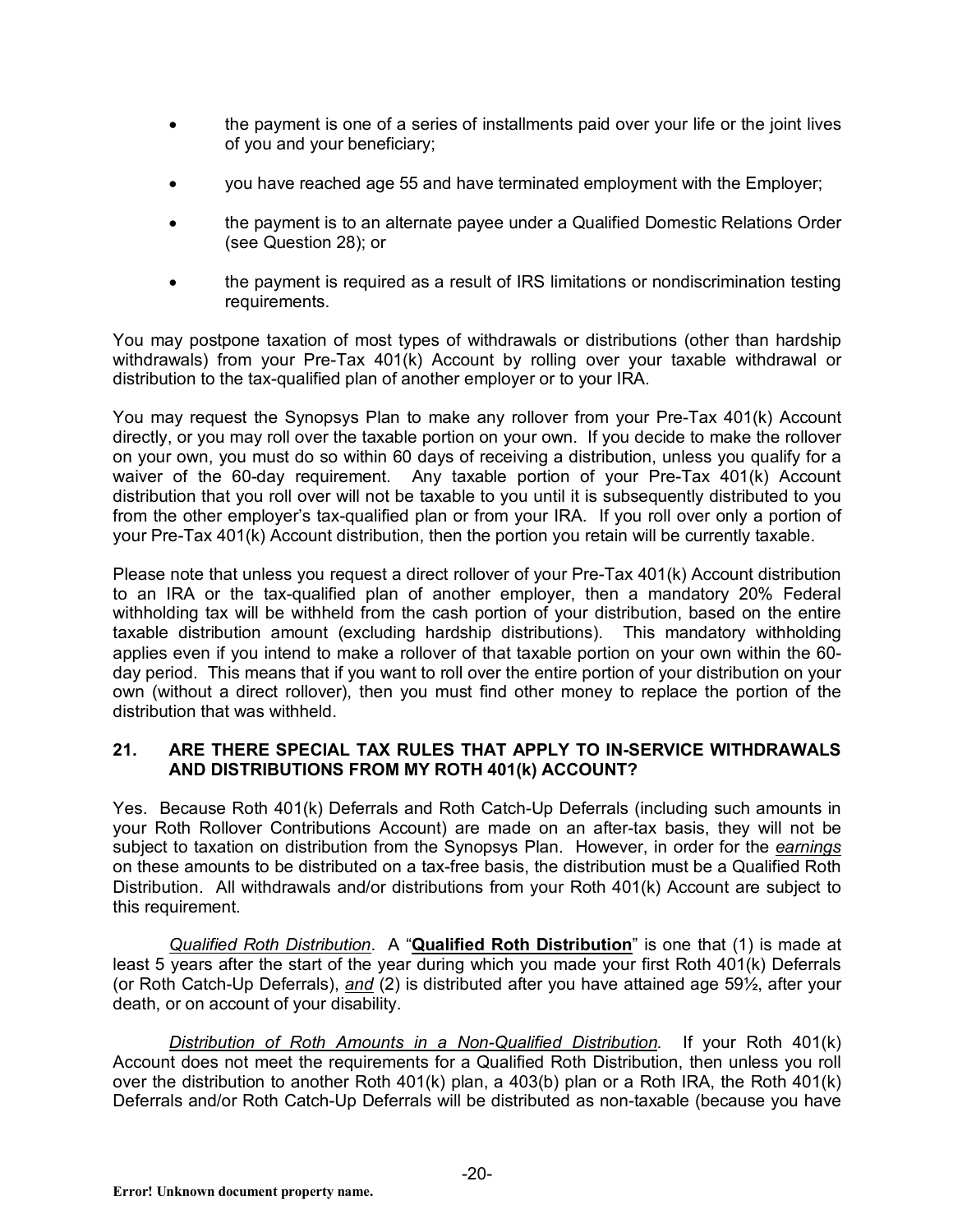- the payment is one of a series of installments paid over your life or the joint lives of you and your beneficiary;
- you have reached age 55 and have terminated employment with the Employer;
- the payment is to an alternate payee under a Qualified Domestic Relations Order (see Question 28); or
- the payment is required as a result of IRS limitations or nondiscrimination testing requirements.

You may postpone taxation of most types of withdrawals or distributions (other than hardship withdrawals) from your Pre-Tax 401(k) Account by rolling over your taxable withdrawal or distribution to the tax-qualified plan of another employer or to your IRA.

You may request the Synopsys Plan to make any rollover from your Pre-Tax 401(k) Account directly, or you may roll over the taxable portion on your own. If you decide to make the rollover on your own, you must do so within 60 days of receiving a distribution, unless you qualify for a waiver of the 60-day requirement. Any taxable portion of your Pre-Tax 401(k) Account distribution that you roll over will not be taxable to you until it is subsequently distributed to you from the other employer's tax-qualified plan or from your IRA. If you roll over only a portion of your Pre-Tax 401(k) Account distribution, then the portion you retain will be currently taxable.

Please note that unless you request a direct rollover of your Pre-Tax 401(k) Account distribution to an IRA or the tax-qualified plan of another employer, then a mandatory 20% Federal withholding tax will be withheld from the cash portion of your distribution, based on the entire taxable distribution amount (excluding hardship distributions). This mandatory withholding applies even if you intend to make a rollover of that taxable portion on your own within the 60-day period. This means that if you want to roll over the entire portion of your distribution on your own (without a direct rollover), then you must find other money to replace the portion of the distribution that was withheld.

### 21. ARE THERE SPECIAL TAX RULES THAT APPLY TO IN-SERVICE WITHDRAWALS AND DISTRIBUTIONS FROM MY ROTH 401(k) ACCOUNT?

Yes. Because Roth 401(k) Deferrals and Roth Catch-Up Deferrals (including such amounts in your Roth Rollover Contributions Account) are made on an after-tax basis, they will not be subject to taxation on distribution from the Synopsys Plan. However, in order for the *earnings* on these amounts to be distributed on a tax-free basis, the distribution must be a Qualified Roth Distribution. All withdrawals and/or distributions from your Roth 401(k) Account are subject to this requirement.

*Qualified Roth Distribution*. A "**Qualified Roth Distribution**" is one that (1) is made at least 5 years after the start of the year during which you made your first Roth 401(k) Deferrals (or Roth Catch-Up Deferrals), *and* (2) is distributed after you have attained age 59½, after your death, or on account of your disability.

*Distribution of Roth Amounts in a Non-Qualified Distribution*. If your Roth 401(k) Account does not meet the requirements for a Qualified Roth Distribution, then unless you roll over the distribution to another Roth 401(k) plan, a 403(b) plan or a Roth IRA, the Roth 401(k) Deferrals and/or Roth Catch-Up Deferrals will be distributed as non-taxable (because you have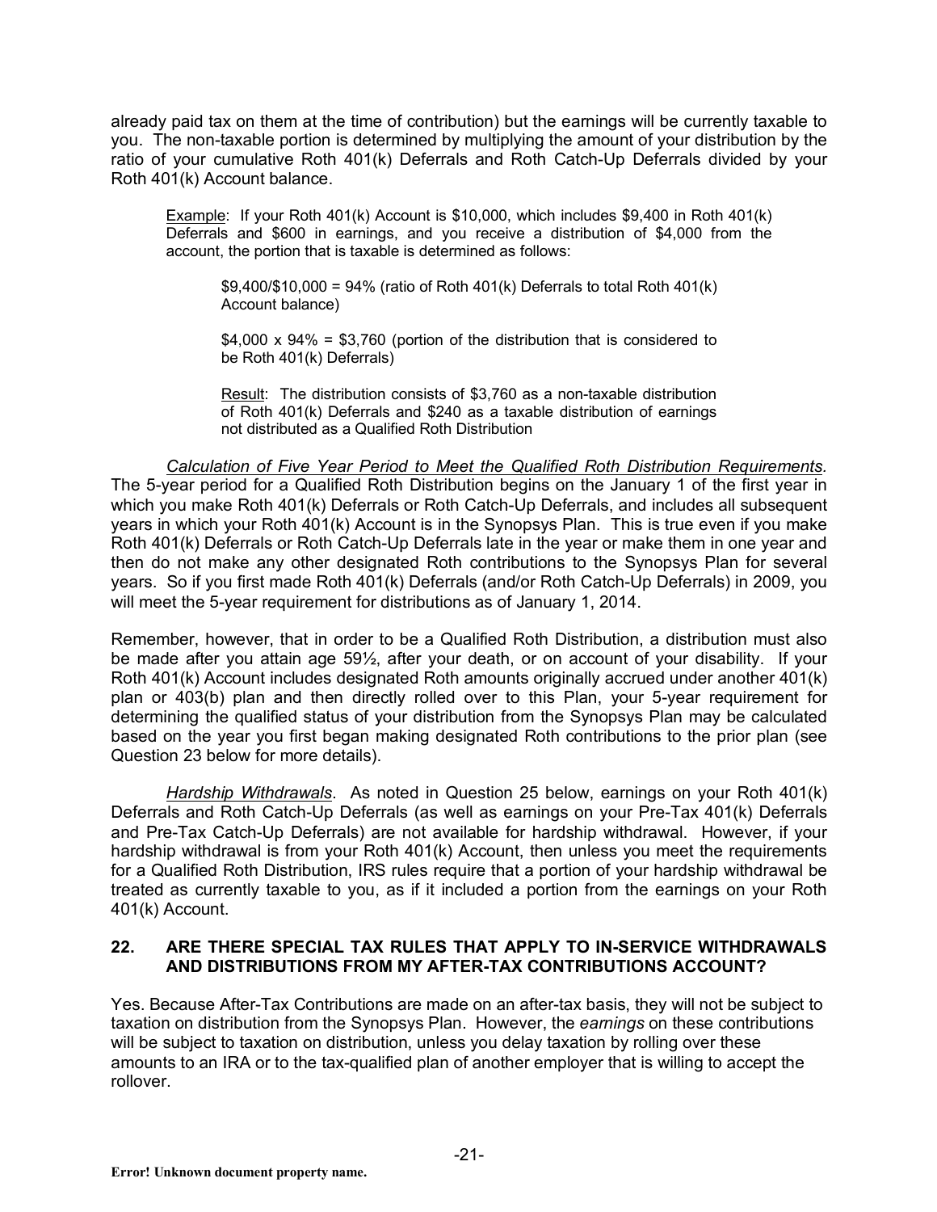already paid tax on them at the time of contribution) but the earnings will be currently taxable to you. The non-taxable portion is determined by multiplying the amount of your distribution by the ratio of your cumulative Roth 401(k) Deferrals and Roth Catch-Up Deferrals divided by your Roth 401(k) Account balance.

> Example: If your Roth 401(k) Account is $10,000, which includes $9,400 in Roth 401(k) Deferrals and $600 in earnings, and you receive a distribution of $4,000 from the account, the portion that is taxable is determined as follows:
>
> > $9,400/$10,000 = 94% (ratio of Roth 401(k) Deferrals to total Roth 401(k) Account balance)
> >
> > $4,000 x 94% = $3,760 (portion of the distribution that is considered to be Roth 401(k) Deferrals)
> >
> > Result: The distribution consists of $3,760 as a non-taxable distribution of Roth 401(k) Deferrals and $240 as a taxable distribution of earnings not distributed as a Qualified Roth Distribution

*Calculation of Five Year Period to Meet the Qualified Roth Distribution Requirements.* The 5-year period for a Qualified Roth Distribution begins on the January 1 of the first year in which you make Roth 401(k) Deferrals or Roth Catch-Up Deferrals, and includes all subsequent years in which your Roth 401(k) Account is in the Synopsys Plan. This is true even if you make Roth 401(k) Deferrals or Roth Catch-Up Deferrals late in the year or make them in one year and then do not make any other designated Roth contributions to the Synopsys Plan for several years. So if you first made Roth 401(k) Deferrals (and/or Roth Catch-Up Deferrals) in 2009, you will meet the 5-year requirement for distributions as of January 1, 2014.

Remember, however, that in order to be a Qualified Roth Distribution, a distribution must also be made after you attain age 59½, after your death, or on account of your disability. If your Roth 401(k) Account includes designated Roth amounts originally accrued under another 401(k) plan or 403(b) plan and then directly rolled over to this Plan, your 5-year requirement for determining the qualified status of your distribution from the Synopsys Plan may be calculated based on the year you first began making designated Roth contributions to the prior plan (see Question 23 below for more details).

*Hardship Withdrawals*. As noted in Question 25 below, earnings on your Roth 401(k) Deferrals and Roth Catch-Up Deferrals (as well as earnings on your Pre-Tax 401(k) Deferrals and Pre-Tax Catch-Up Deferrals) are not available for hardship withdrawal. However, if your hardship withdrawal is from your Roth 401(k) Account, then unless you meet the requirements for a Qualified Roth Distribution, IRS rules require that a portion of your hardship withdrawal be treated as currently taxable to you, as if it included a portion from the earnings on your Roth 401(k) Account.

## 22. ARE THERE SPECIAL TAX RULES THAT APPLY TO IN-SERVICE WITHDRAWALS AND DISTRIBUTIONS FROM MY AFTER-TAX CONTRIBUTIONS ACCOUNT?

Yes. Because After-Tax Contributions are made on an after-tax basis, they will not be subject to taxation on distribution from the Synopsys Plan. However, the *earnings* on these contributions will be subject to taxation on distribution, unless you delay taxation by rolling over these amounts to an IRA or to the tax-qualified plan of another employer that is willing to accept the rollover.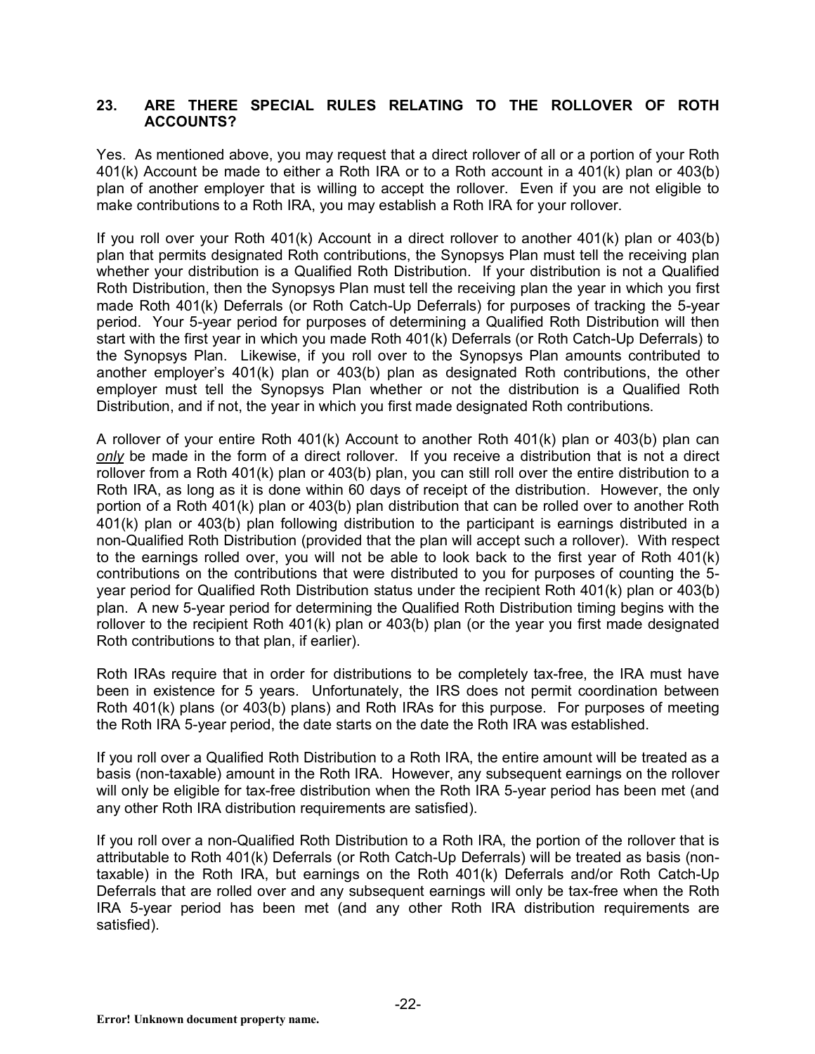## 23. ARE THERE SPECIAL RULES RELATING TO THE ROLLOVER OF ROTH ACCOUNTS?

Yes. As mentioned above, you may request that a direct rollover of all or a portion of your Roth 401(k) Account be made to either a Roth IRA or to a Roth account in a 401(k) plan or 403(b) plan of another employer that is willing to accept the rollover. Even if you are not eligible to make contributions to a Roth IRA, you may establish a Roth IRA for your rollover.

If you roll over your Roth 401(k) Account in a direct rollover to another 401(k) plan or 403(b) plan that permits designated Roth contributions, the Synopsys Plan must tell the receiving plan whether your distribution is a Qualified Roth Distribution. If your distribution is not a Qualified Roth Distribution, then the Synopsys Plan must tell the receiving plan the year in which you first made Roth 401(k) Deferrals (or Roth Catch-Up Deferrals) for purposes of tracking the 5-year period. Your 5-year period for purposes of determining a Qualified Roth Distribution will then start with the first year in which you made Roth 401(k) Deferrals (or Roth Catch-Up Deferrals) to the Synopsys Plan. Likewise, if you roll over to the Synopsys Plan amounts contributed to another employer's 401(k) plan or 403(b) plan as designated Roth contributions, the other employer must tell the Synopsys Plan whether or not the distribution is a Qualified Roth Distribution, and if not, the year in which you first made designated Roth contributions.

A rollover of your entire Roth 401(k) Account to another Roth 401(k) plan or 403(b) plan can ***only*** be made in the form of a direct rollover. If you receive a distribution that is not a direct rollover from a Roth 401(k) plan or 403(b) plan, you can still roll over the entire distribution to a Roth IRA, as long as it is done within 60 days of receipt of the distribution. However, the only portion of a Roth 401(k) plan or 403(b) plan distribution that can be rolled over to another Roth 401(k) plan or 403(b) plan following distribution to the participant is earnings distributed in a non-Qualified Roth Distribution (provided that the plan will accept such a rollover). With respect to the earnings rolled over, you will not be able to look back to the first year of Roth 401(k) contributions on the contributions that were distributed to you for purposes of counting the 5-year period for Qualified Roth Distribution status under the recipient Roth 401(k) plan or 403(b) plan. A new 5-year period for determining the Qualified Roth Distribution timing begins with the rollover to the recipient Roth 401(k) plan or 403(b) plan (or the year you first made designated Roth contributions to that plan, if earlier).

Roth IRAs require that in order for distributions to be completely tax-free, the IRA must have been in existence for 5 years. Unfortunately, the IRS does not permit coordination between Roth 401(k) plans (or 403(b) plans) and Roth IRAs for this purpose. For purposes of meeting the Roth IRA 5-year period, the date starts on the date the Roth IRA was established.

If you roll over a Qualified Roth Distribution to a Roth IRA, the entire amount will be treated as a basis (non-taxable) amount in the Roth IRA. However, any subsequent earnings on the rollover will only be eligible for tax-free distribution when the Roth IRA 5-year period has been met (and any other Roth IRA distribution requirements are satisfied).

If you roll over a non-Qualified Roth Distribution to a Roth IRA, the portion of the rollover that is attributable to Roth 401(k) Deferrals (or Roth Catch-Up Deferrals) will be treated as basis (non-taxable) in the Roth IRA, but earnings on the Roth 401(k) Deferrals and/or Roth Catch-Up Deferrals that are rolled over and any subsequent earnings will only be tax-free when the Roth IRA 5-year period has been met (and any other Roth IRA distribution requirements are satisfied).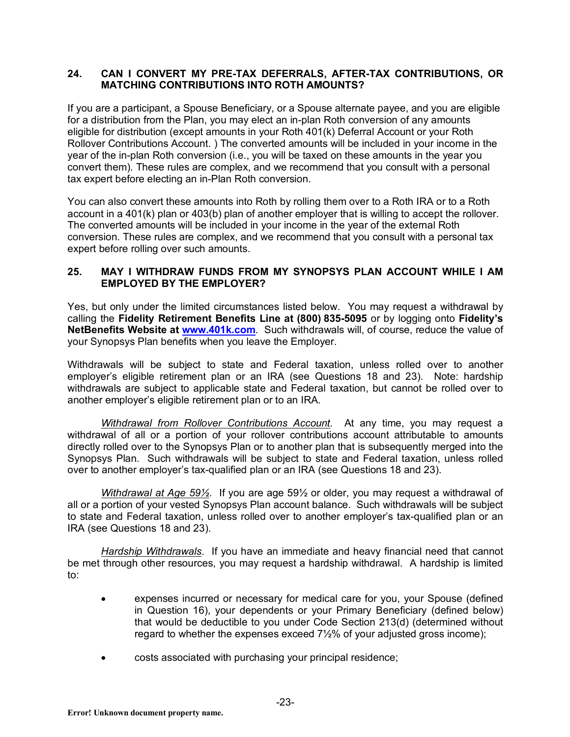### 24. CAN I CONVERT MY PRE-TAX DEFERRALS, AFTER-TAX CONTRIBUTIONS, OR MATCHING CONTRIBUTIONS INTO ROTH AMOUNTS?

If you are a participant, a Spouse Beneficiary, or a Spouse alternate payee, and you are eligible for a distribution from the Plan, you may elect an in-plan Roth conversion of any amounts eligible for distribution (except amounts in your Roth 401(k) Deferral Account or your Roth Rollover Contributions Account. ) The converted amounts will be included in your income in the year of the in-plan Roth conversion (i.e., you will be taxed on these amounts in the year you convert them). These rules are complex, and we recommend that you consult with a personal tax expert before electing an in-Plan Roth conversion.

You can also convert these amounts into Roth by rolling them over to a Roth IRA or to a Roth account in a 401(k) plan or 403(b) plan of another employer that is willing to accept the rollover. The converted amounts will be included in your income in the year of the external Roth conversion. These rules are complex, and we recommend that you consult with a personal tax expert before rolling over such amounts.

### 25. MAY I WITHDRAW FUNDS FROM MY SYNOPSYS PLAN ACCOUNT WHILE I AM EMPLOYED BY THE EMPLOYER?

Yes, but only under the limited circumstances listed below. You may request a withdrawal by calling the **Fidelity Retirement Benefits Line at (800) 835-5095** or by logging onto **Fidelity's NetBenefits Website at [www.401k.com](http://www.401k.com)**. Such withdrawals will, of course, reduce the value of your Synopsys Plan benefits when you leave the Employer.

Withdrawals will be subject to state and Federal taxation, unless rolled over to another employer's eligible retirement plan or an IRA (see Questions 18 and 23). Note: hardship withdrawals are subject to applicable state and Federal taxation, but cannot be rolled over to another employer's eligible retirement plan or to an IRA.

*Withdrawal from Rollover Contributions Account.* At any time, you may request a withdrawal of all or a portion of your rollover contributions account attributable to amounts directly rolled over to the Synopsys Plan or to another plan that is subsequently merged into the Synopsys Plan. Such withdrawals will be subject to state and Federal taxation, unless rolled over to another employer's tax-qualified plan or an IRA (see Questions 18 and 23).

*Withdrawal at Age 59½.* If you are age 59½ or older, you may request a withdrawal of all or a portion of your vested Synopsys Plan account balance. Such withdrawals will be subject to state and Federal taxation, unless rolled over to another employer's tax-qualified plan or an IRA (see Questions 18 and 23).

*Hardship Withdrawals.* If you have an immediate and heavy financial need that cannot be met through other resources, you may request a hardship withdrawal. A hardship is limited to:

- expenses incurred or necessary for medical care for you, your Spouse (defined in Question 16), your dependents or your Primary Beneficiary (defined below) that would be deductible to you under Code Section 213(d) (determined without regard to whether the expenses exceed 7½% of your adjusted gross income);
- costs associated with purchasing your principal residence;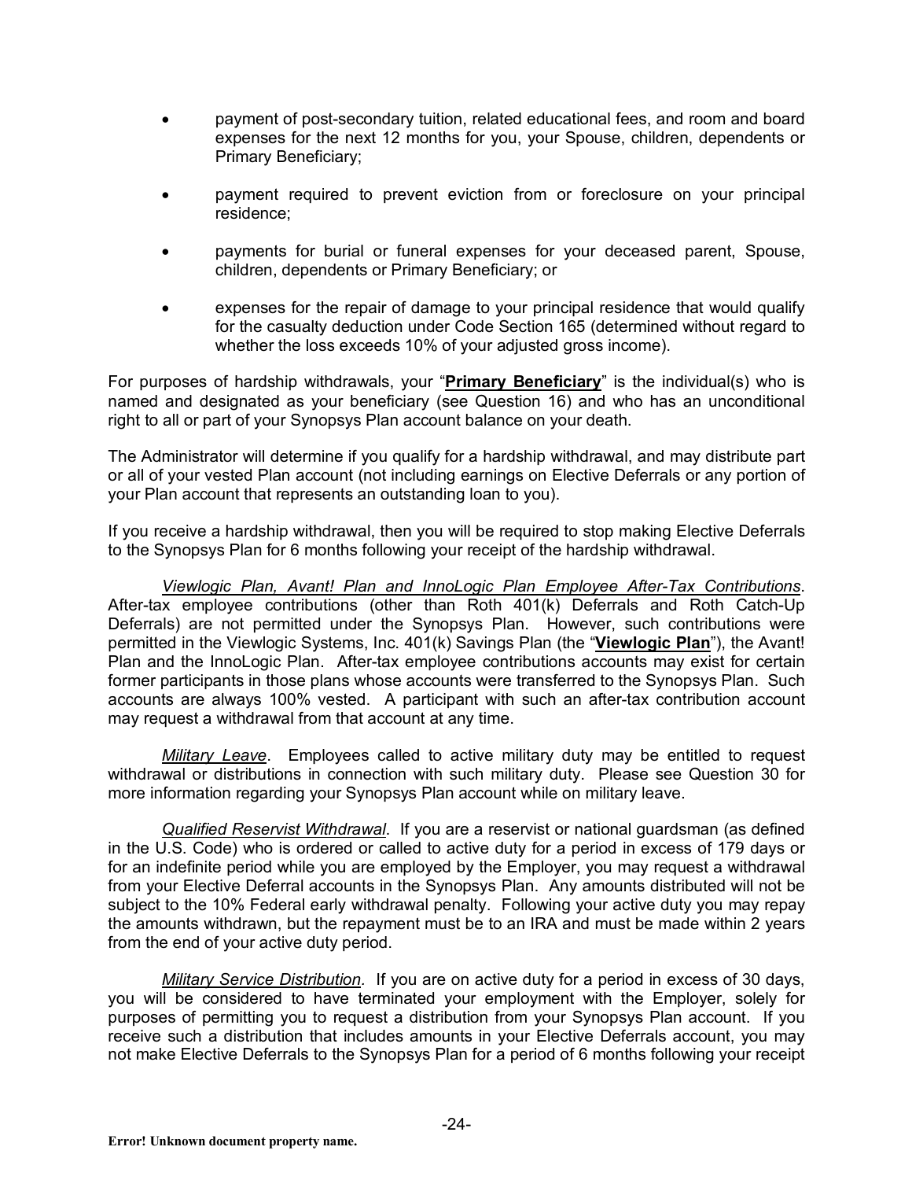- payment of post-secondary tuition, related educational fees, and room and board expenses for the next 12 months for you, your Spouse, children, dependents or Primary Beneficiary;
- payment required to prevent eviction from or foreclosure on your principal residence;
- payments for burial or funeral expenses for your deceased parent, Spouse, children, dependents or Primary Beneficiary; or
- expenses for the repair of damage to your principal residence that would qualify for the casualty deduction under Code Section 165 (determined without regard to whether the loss exceeds 10% of your adjusted gross income).

For purposes of hardship withdrawals, your "**Primary Beneficiary**" is the individual(s) who is named and designated as your beneficiary (see Question 16) and who has an unconditional right to all or part of your Synopsys Plan account balance on your death.

The Administrator will determine if you qualify for a hardship withdrawal, and may distribute part or all of your vested Plan account (not including earnings on Elective Deferrals or any portion of your Plan account that represents an outstanding loan to you).

If you receive a hardship withdrawal, then you will be required to stop making Elective Deferrals to the Synopsys Plan for 6 months following your receipt of the hardship withdrawal.

*Viewlogic Plan, Avant! Plan and InnoLogic Plan Employee After-Tax Contributions*. After-tax employee contributions (other than Roth 401(k) Deferrals and Roth Catch-Up Deferrals) are not permitted under the Synopsys Plan. However, such contributions were permitted in the Viewlogic Systems, Inc. 401(k) Savings Plan (the "**Viewlogic Plan**"), the Avant! Plan and the InnoLogic Plan. After-tax employee contributions accounts may exist for certain former participants in those plans whose accounts were transferred to the Synopsys Plan. Such accounts are always 100% vested. A participant with such an after-tax contribution account may request a withdrawal from that account at any time.

*Military Leave*. Employees called to active military duty may be entitled to request withdrawal or distributions in connection with such military duty. Please see Question 30 for more information regarding your Synopsys Plan account while on military leave.

*Qualified Reservist Withdrawal*. If you are a reservist or national guardsman (as defined in the U.S. Code) who is ordered or called to active duty for a period in excess of 179 days or for an indefinite period while you are employed by the Employer, you may request a withdrawal from your Elective Deferral accounts in the Synopsys Plan. Any amounts distributed will not be subject to the 10% Federal early withdrawal penalty. Following your active duty you may repay the amounts withdrawn, but the repayment must be to an IRA and must be made within 2 years from the end of your active duty period.

*Military Service Distribution*. If you are on active duty for a period in excess of 30 days, you will be considered to have terminated your employment with the Employer, solely for purposes of permitting you to request a distribution from your Synopsys Plan account. If you receive such a distribution that includes amounts in your Elective Deferrals account, you may not make Elective Deferrals to the Synopsys Plan for a period of 6 months following your receipt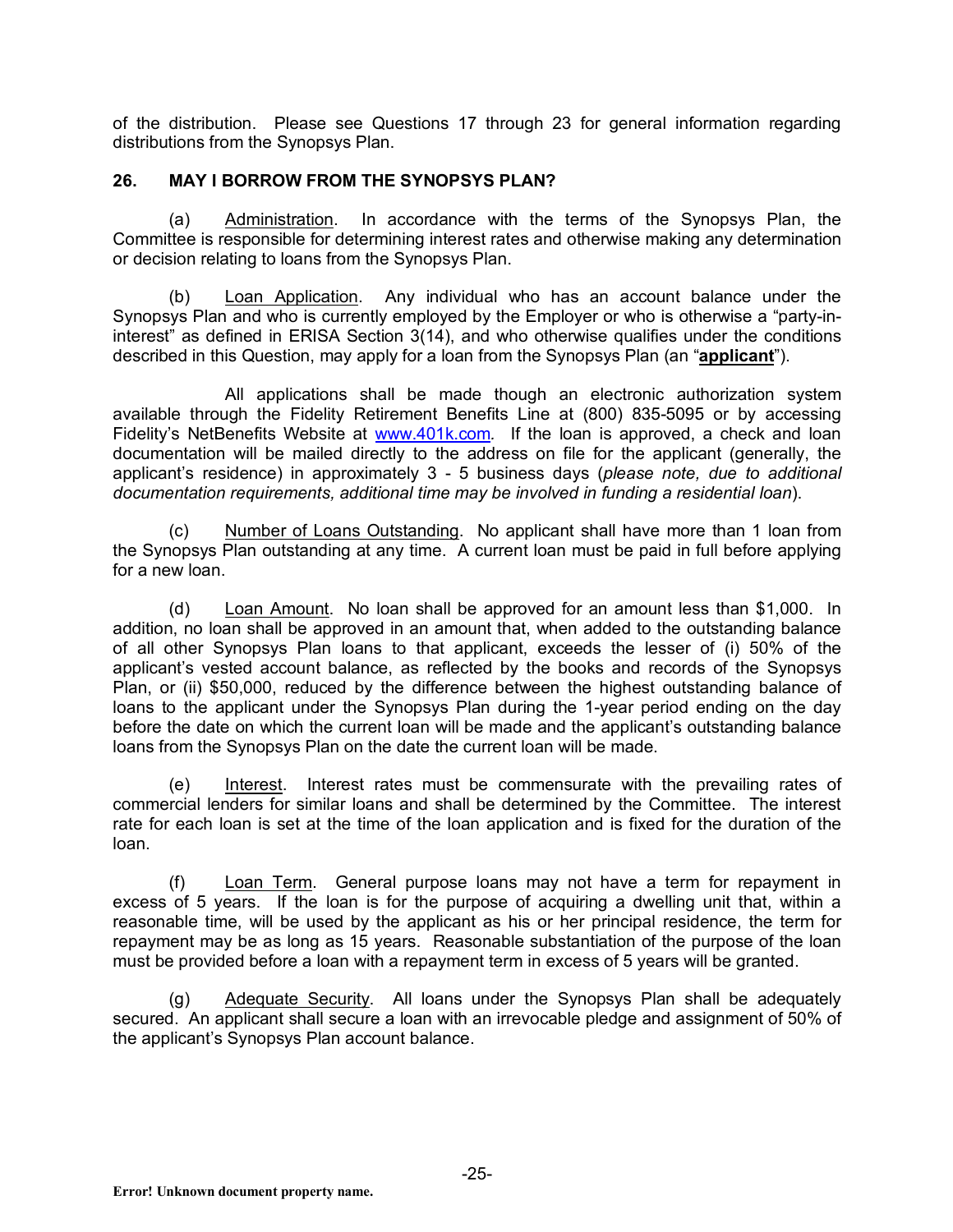of the distribution. Please see Questions 17 through 23 for general information regarding distributions from the Synopsys Plan.

### 26. MAY I BORROW FROM THE SYNOPSYS PLAN?

(a) Administration. In accordance with the terms of the Synopsys Plan, the Committee is responsible for determining interest rates and otherwise making any determination or decision relating to loans from the Synopsys Plan.

(b) Loan Application. Any individual who has an account balance under the Synopsys Plan and who is currently employed by the Employer or who is otherwise a "party-in-interest" as defined in ERISA Section 3(14), and who otherwise qualifies under the conditions described in this Question, may apply for a loan from the Synopsys Plan (an "**applicant**").

All applications shall be made though an electronic authorization system available through the Fidelity Retirement Benefits Line at (800) 835-5095 or by accessing Fidelity's NetBenefits Website at www.401k.com. If the loan is approved, a check and loan documentation will be mailed directly to the address on file for the applicant (generally, the applicant's residence) in approximately 3 - 5 business days (*please note, due to additional documentation requirements, additional time may be involved in funding a residential loan*).

(c) Number of Loans Outstanding. No applicant shall have more than 1 loan from the Synopsys Plan outstanding at any time. A current loan must be paid in full before applying for a new loan.

(d) Loan Amount. No loan shall be approved for an amount less than $1,000. In addition, no loan shall be approved in an amount that, when added to the outstanding balance of all other Synopsys Plan loans to that applicant, exceeds the lesser of (i) 50% of the applicant's vested account balance, as reflected by the books and records of the Synopsys Plan, or (ii) $50,000, reduced by the difference between the highest outstanding balance of loans to the applicant under the Synopsys Plan during the 1-year period ending on the day before the date on which the current loan will be made and the applicant's outstanding balance loans from the Synopsys Plan on the date the current loan will be made.

(e) Interest. Interest rates must be commensurate with the prevailing rates of commercial lenders for similar loans and shall be determined by the Committee. The interest rate for each loan is set at the time of the loan application and is fixed for the duration of the loan.

(f) Loan Term. General purpose loans may not have a term for repayment in excess of 5 years. If the loan is for the purpose of acquiring a dwelling unit that, within a reasonable time, will be used by the applicant as his or her principal residence, the term for repayment may be as long as 15 years. Reasonable substantiation of the purpose of the loan must be provided before a loan with a repayment term in excess of 5 years will be granted.

(g) Adequate Security. All loans under the Synopsys Plan shall be adequately secured. An applicant shall secure a loan with an irrevocable pledge and assignment of 50% of the applicant's Synopsys Plan account balance.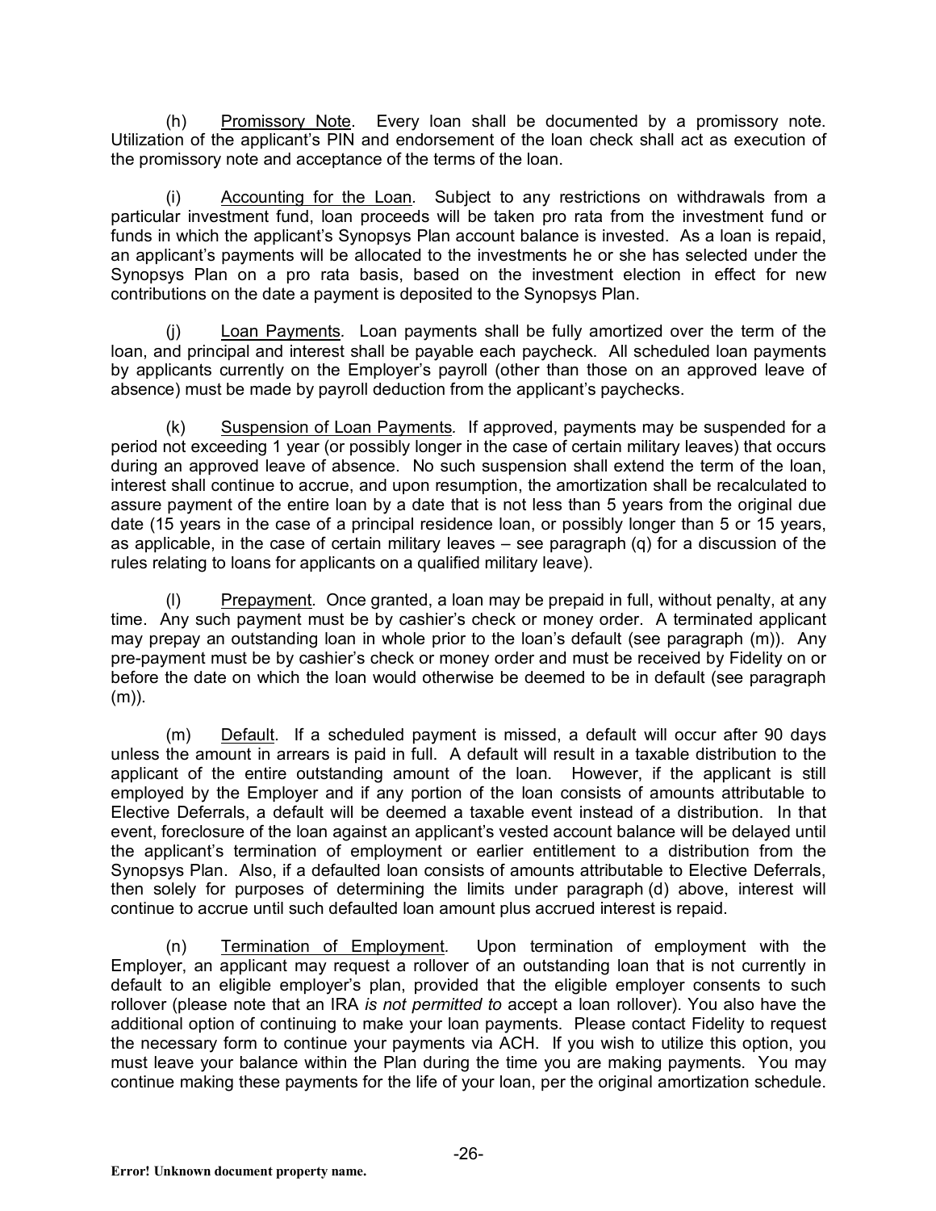(h) Promissory Note. Every loan shall be documented by a promissory note. Utilization of the applicant's PIN and endorsement of the loan check shall act as execution of the promissory note and acceptance of the terms of the loan.

(i) Accounting for the Loan. Subject to any restrictions on withdrawals from a particular investment fund, loan proceeds will be taken pro rata from the investment fund or funds in which the applicant's Synopsys Plan account balance is invested. As a loan is repaid, an applicant's payments will be allocated to the investments he or she has selected under the Synopsys Plan on a pro rata basis, based on the investment election in effect for new contributions on the date a payment is deposited to the Synopsys Plan.

(j) Loan Payments. Loan payments shall be fully amortized over the term of the loan, and principal and interest shall be payable each paycheck. All scheduled loan payments by applicants currently on the Employer's payroll (other than those on an approved leave of absence) must be made by payroll deduction from the applicant's paychecks.

(k) Suspension of Loan Payments. If approved, payments may be suspended for a period not exceeding 1 year (or possibly longer in the case of certain military leaves) that occurs during an approved leave of absence. No such suspension shall extend the term of the loan, interest shall continue to accrue, and upon resumption, the amortization shall be recalculated to assure payment of the entire loan by a date that is not less than 5 years from the original due date (15 years in the case of a principal residence loan, or possibly longer than 5 or 15 years, as applicable, in the case of certain military leaves – see paragraph (q) for a discussion of the rules relating to loans for applicants on a qualified military leave).

(l) Prepayment. Once granted, a loan may be prepaid in full, without penalty, at any time. Any such payment must be by cashier's check or money order. A terminated applicant may prepay an outstanding loan in whole prior to the loan's default (see paragraph (m)). Any pre-payment must be by cashier's check or money order and must be received by Fidelity on or before the date on which the loan would otherwise be deemed to be in default (see paragraph (m)).

(m) Default. If a scheduled payment is missed, a default will occur after 90 days unless the amount in arrears is paid in full. A default will result in a taxable distribution to the applicant of the entire outstanding amount of the loan. However, if the applicant is still employed by the Employer and if any portion of the loan consists of amounts attributable to Elective Deferrals, a default will be deemed a taxable event instead of a distribution. In that event, foreclosure of the loan against an applicant's vested account balance will be delayed until the applicant's termination of employment or earlier entitlement to a distribution from the Synopsys Plan. Also, if a defaulted loan consists of amounts attributable to Elective Deferrals, then solely for purposes of determining the limits under paragraph (d) above, interest will continue to accrue until such defaulted loan amount plus accrued interest is repaid.

(n) Termination of Employment. Upon termination of employment with the Employer, an applicant may request a rollover of an outstanding loan that is not currently in default to an eligible employer's plan, provided that the eligible employer consents to such rollover (please note that an IRA *is not permitted to* accept a loan rollover). You also have the additional option of continuing to make your loan payments. Please contact Fidelity to request the necessary form to continue your payments via ACH. If you wish to utilize this option, you must leave your balance within the Plan during the time you are making payments. You may continue making these payments for the life of your loan, per the original amortization schedule.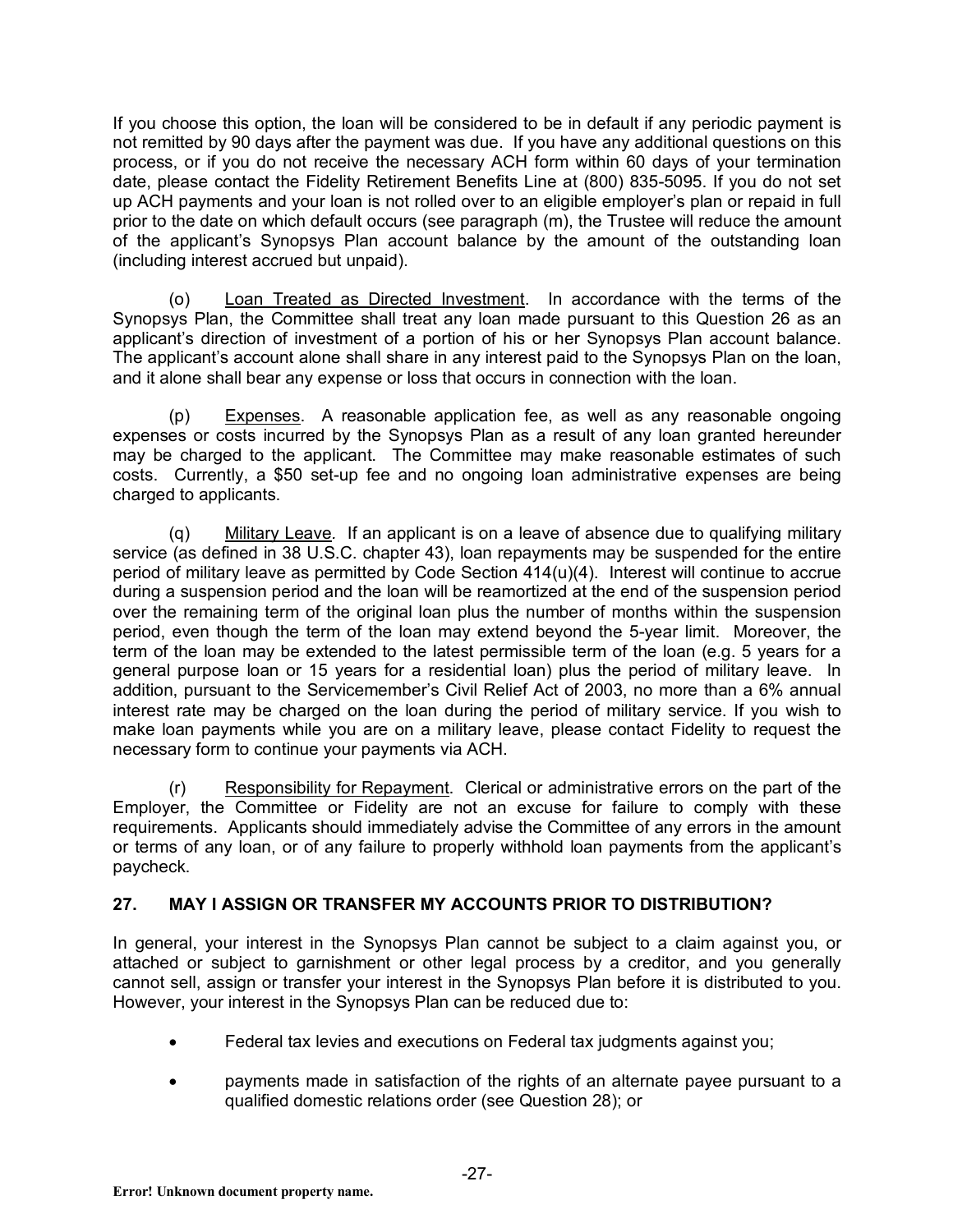If you choose this option, the loan will be considered to be in default if any periodic payment is not remitted by 90 days after the payment was due. If you have any additional questions on this process, or if you do not receive the necessary ACH form within 60 days of your termination date, please contact the Fidelity Retirement Benefits Line at (800) 835-5095. If you do not set up ACH payments and your loan is not rolled over to an eligible employer's plan or repaid in full prior to the date on which default occurs (see paragraph (m), the Trustee will reduce the amount of the applicant's Synopsys Plan account balance by the amount of the outstanding loan (including interest accrued but unpaid).

(o) Loan Treated as Directed Investment. In accordance with the terms of the Synopsys Plan, the Committee shall treat any loan made pursuant to this Question 26 as an applicant's direction of investment of a portion of his or her Synopsys Plan account balance. The applicant's account alone shall share in any interest paid to the Synopsys Plan on the loan, and it alone shall bear any expense or loss that occurs in connection with the loan.

(p) Expenses. A reasonable application fee, as well as any reasonable ongoing expenses or costs incurred by the Synopsys Plan as a result of any loan granted hereunder may be charged to the applicant. The Committee may make reasonable estimates of such costs. Currently, a $50 set-up fee and no ongoing loan administrative expenses are being charged to applicants.

(q) Military Leave. If an applicant is on a leave of absence due to qualifying military service (as defined in 38 U.S.C. chapter 43), loan repayments may be suspended for the entire period of military leave as permitted by Code Section 414(u)(4). Interest will continue to accrue during a suspension period and the loan will be reamortized at the end of the suspension period over the remaining term of the original loan plus the number of months within the suspension period, even though the term of the loan may extend beyond the 5-year limit. Moreover, the term of the loan may be extended to the latest permissible term of the loan (e.g. 5 years for a general purpose loan or 15 years for a residential loan) plus the period of military leave. In addition, pursuant to the Servicemember's Civil Relief Act of 2003, no more than a 6% annual interest rate may be charged on the loan during the period of military service. If you wish to make loan payments while you are on a military leave, please contact Fidelity to request the necessary form to continue your payments via ACH.

(r) Responsibility for Repayment. Clerical or administrative errors on the part of the Employer, the Committee or Fidelity are not an excuse for failure to comply with these requirements. Applicants should immediately advise the Committee of any errors in the amount or terms of any loan, or of any failure to properly withhold loan payments from the applicant's paycheck.

## 27. MAY I ASSIGN OR TRANSFER MY ACCOUNTS PRIOR TO DISTRIBUTION?

In general, your interest in the Synopsys Plan cannot be subject to a claim against you, or attached or subject to garnishment or other legal process by a creditor, and you generally cannot sell, assign or transfer your interest in the Synopsys Plan before it is distributed to you. However, your interest in the Synopsys Plan can be reduced due to:

- Federal tax levies and executions on Federal tax judgments against you;
- payments made in satisfaction of the rights of an alternate payee pursuant to a qualified domestic relations order (see Question 28); or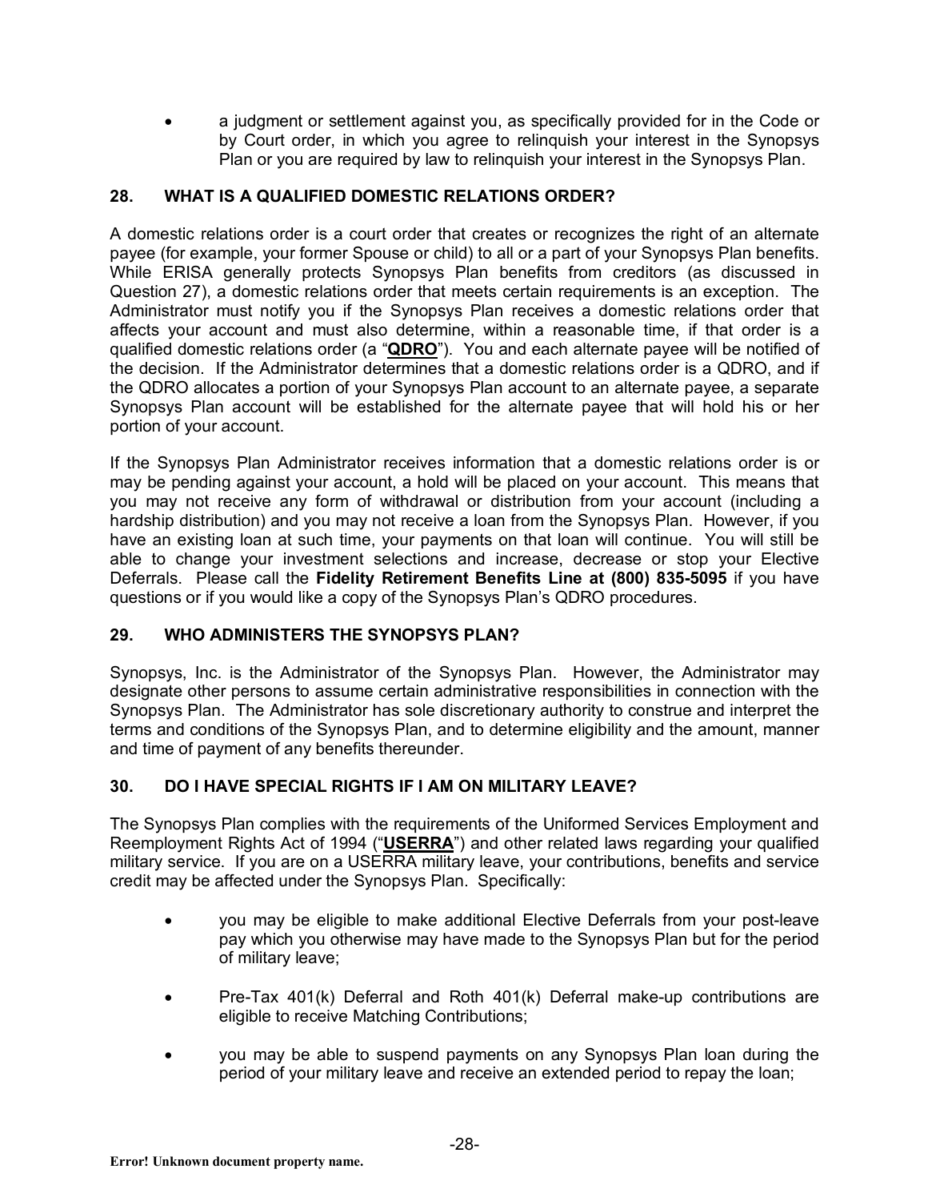- a judgment or settlement against you, as specifically provided for in the Code or by Court order, in which you agree to relinquish your interest in the Synopsys Plan or you are required by law to relinquish your interest in the Synopsys Plan.

## 28. WHAT IS A QUALIFIED DOMESTIC RELATIONS ORDER?

A domestic relations order is a court order that creates or recognizes the right of an alternate payee (for example, your former Spouse or child) to all or a part of your Synopsys Plan benefits. While ERISA generally protects Synopsys Plan benefits from creditors (as discussed in Question 27), a domestic relations order that meets certain requirements is an exception. The Administrator must notify you if the Synopsys Plan receives a domestic relations order that affects your account and must also determine, within a reasonable time, if that order is a qualified domestic relations order (a "**QDRO**"). You and each alternate payee will be notified of the decision. If the Administrator determines that a domestic relations order is a QDRO, and if the QDRO allocates a portion of your Synopsys Plan account to an alternate payee, a separate Synopsys Plan account will be established for the alternate payee that will hold his or her portion of your account.

If the Synopsys Plan Administrator receives information that a domestic relations order is or may be pending against your account, a hold will be placed on your account. This means that you may not receive any form of withdrawal or distribution from your account (including a hardship distribution) and you may not receive a loan from the Synopsys Plan. However, if you have an existing loan at such time, your payments on that loan will continue. You will still be able to change your investment selections and increase, decrease or stop your Elective Deferrals. Please call the **Fidelity Retirement Benefits Line at (800) 835-5095** if you have questions or if you would like a copy of the Synopsys Plan's QDRO procedures.

## 29. WHO ADMINISTERS THE SYNOPSYS PLAN?

Synopsys, Inc. is the Administrator of the Synopsys Plan. However, the Administrator may designate other persons to assume certain administrative responsibilities in connection with the Synopsys Plan. The Administrator has sole discretionary authority to construe and interpret the terms and conditions of the Synopsys Plan, and to determine eligibility and the amount, manner and time of payment of any benefits thereunder.

## 30. DO I HAVE SPECIAL RIGHTS IF I AM ON MILITARY LEAVE?

The Synopsys Plan complies with the requirements of the Uniformed Services Employment and Reemployment Rights Act of 1994 ("**USERRA**") and other related laws regarding your qualified military service. If you are on a USERRA military leave, your contributions, benefits and service credit may be affected under the Synopsys Plan. Specifically:

- you may be eligible to make additional Elective Deferrals from your post-leave pay which you otherwise may have made to the Synopsys Plan but for the period of military leave;
- Pre-Tax 401(k) Deferral and Roth 401(k) Deferral make-up contributions are eligible to receive Matching Contributions;
- you may be able to suspend payments on any Synopsys Plan loan during the period of your military leave and receive an extended period to repay the loan;

Error! Unknown document property name.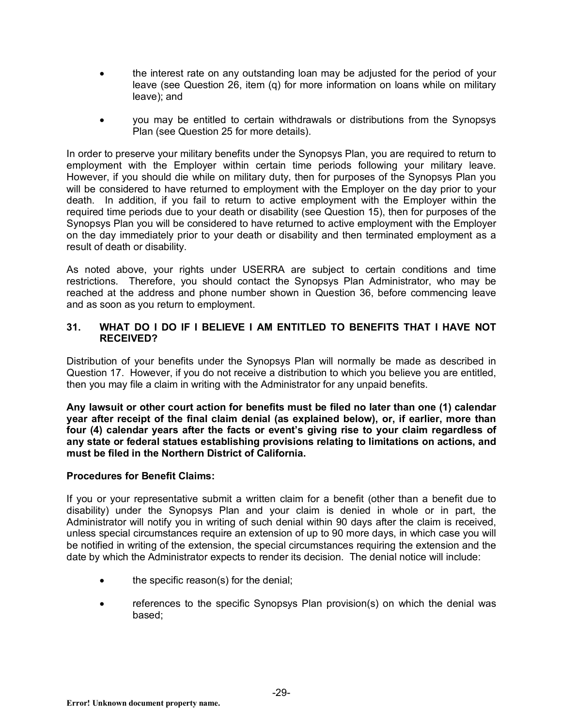- the interest rate on any outstanding loan may be adjusted for the period of your leave (see Question 26, item (q) for more information on loans while on military leave); and
- you may be entitled to certain withdrawals or distributions from the Synopsys Plan (see Question 25 for more details).

In order to preserve your military benefits under the Synopsys Plan, you are required to return to employment with the Employer within certain time periods following your military leave. However, if you should die while on military duty, then for purposes of the Synopsys Plan you will be considered to have returned to employment with the Employer on the day prior to your death. In addition, if you fail to return to active employment with the Employer within the required time periods due to your death or disability (see Question 15), then for purposes of the Synopsys Plan you will be considered to have returned to active employment with the Employer on the day immediately prior to your death or disability and then terminated employment as a result of death or disability.

As noted above, your rights under USERRA are subject to certain conditions and time restrictions. Therefore, you should contact the Synopsys Plan Administrator, who may be reached at the address and phone number shown in Question 36, before commencing leave and as soon as you return to employment.

### 31. WHAT DO I DO IF I BELIEVE I AM ENTITLED TO BENEFITS THAT I HAVE NOT RECEIVED?

Distribution of your benefits under the Synopsys Plan will normally be made as described in Question 17. However, if you do not receive a distribution to which you believe you are entitled, then you may file a claim in writing with the Administrator for any unpaid benefits.

**Any lawsuit or other court action for benefits must be filed no later than one (1) calendar year after receipt of the final claim denial (as explained below), or, if earlier, more than four (4) calendar years after the facts or event's giving rise to your claim regardless of any state or federal statues establishing provisions relating to limitations on actions, and must be filed in the Northern District of California.**

**Procedures for Benefit Claims:**

If you or your representative submit a written claim for a benefit (other than a benefit due to disability) under the Synopsys Plan and your claim is denied in whole or in part, the Administrator will notify you in writing of such denial within 90 days after the claim is received, unless special circumstances require an extension of up to 90 more days, in which case you will be notified in writing of the extension, the special circumstances requiring the extension and the date by which the Administrator expects to render its decision. The denial notice will include:

- the specific reason(s) for the denial;
- references to the specific Synopsys Plan provision(s) on which the denial was based;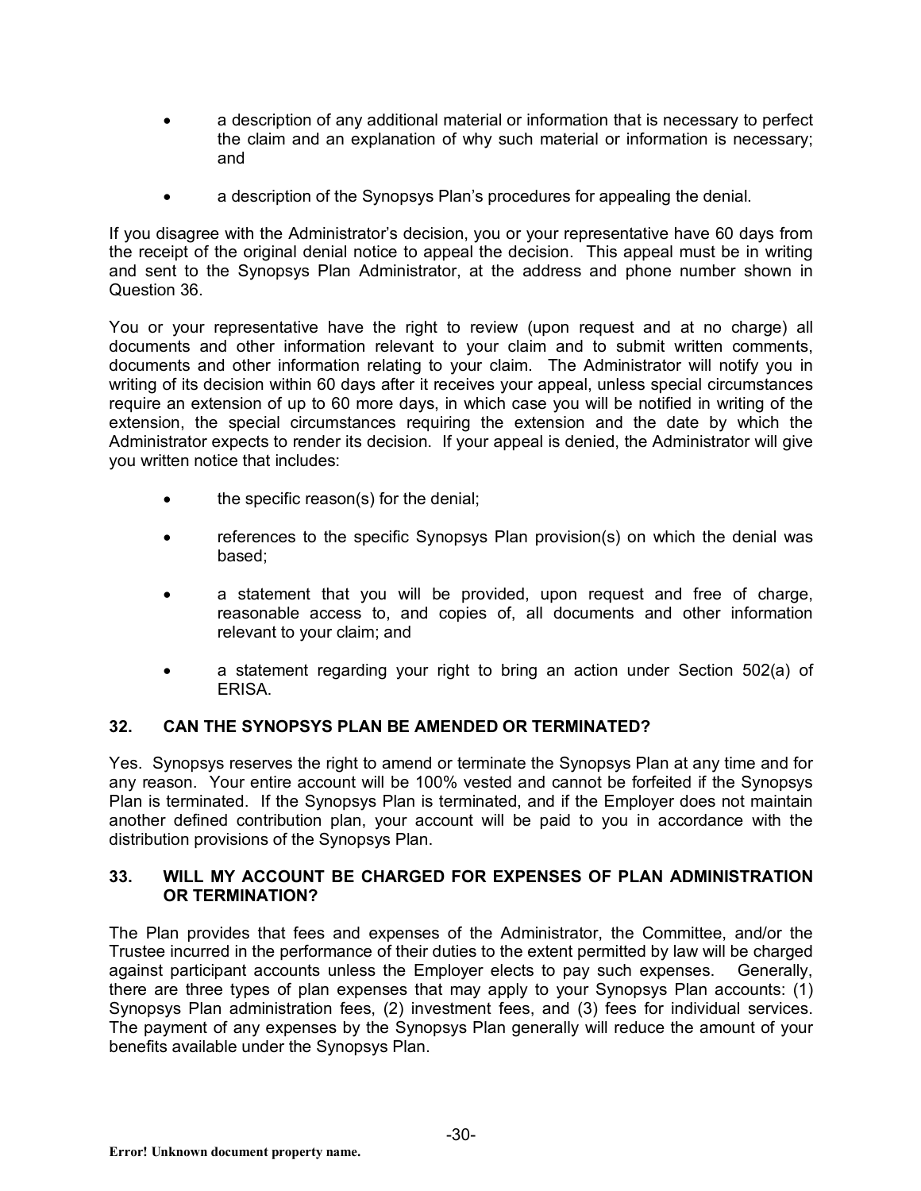- a description of any additional material or information that is necessary to perfect the claim and an explanation of why such material or information is necessary; and
- a description of the Synopsys Plan's procedures for appealing the denial.

If you disagree with the Administrator's decision, you or your representative have 60 days from the receipt of the original denial notice to appeal the decision. This appeal must be in writing and sent to the Synopsys Plan Administrator, at the address and phone number shown in Question 36.

You or your representative have the right to review (upon request and at no charge) all documents and other information relevant to your claim and to submit written comments, documents and other information relating to your claim. The Administrator will notify you in writing of its decision within 60 days after it receives your appeal, unless special circumstances require an extension of up to 60 more days, in which case you will be notified in writing of the extension, the special circumstances requiring the extension and the date by which the Administrator expects to render its decision. If your appeal is denied, the Administrator will give you written notice that includes:

- the specific reason(s) for the denial;
- references to the specific Synopsys Plan provision(s) on which the denial was based;
- a statement that you will be provided, upon request and free of charge, reasonable access to, and copies of, all documents and other information relevant to your claim; and
- a statement regarding your right to bring an action under Section 502(a) of ERISA.

### 32. CAN THE SYNOPSYS PLAN BE AMENDED OR TERMINATED?

Yes. Synopsys reserves the right to amend or terminate the Synopsys Plan at any time and for any reason. Your entire account will be 100% vested and cannot be forfeited if the Synopsys Plan is terminated. If the Synopsys Plan is terminated, and if the Employer does not maintain another defined contribution plan, your account will be paid to you in accordance with the distribution provisions of the Synopsys Plan.

### 33. WILL MY ACCOUNT BE CHARGED FOR EXPENSES OF PLAN ADMINISTRATION OR TERMINATION?

The Plan provides that fees and expenses of the Administrator, the Committee, and/or the Trustee incurred in the performance of their duties to the extent permitted by law will be charged against participant accounts unless the Employer elects to pay such expenses. Generally, there are three types of plan expenses that may apply to your Synopsys Plan accounts: (1) Synopsys Plan administration fees, (2) investment fees, and (3) fees for individual services. The payment of any expenses by the Synopsys Plan generally will reduce the amount of your benefits available under the Synopsys Plan.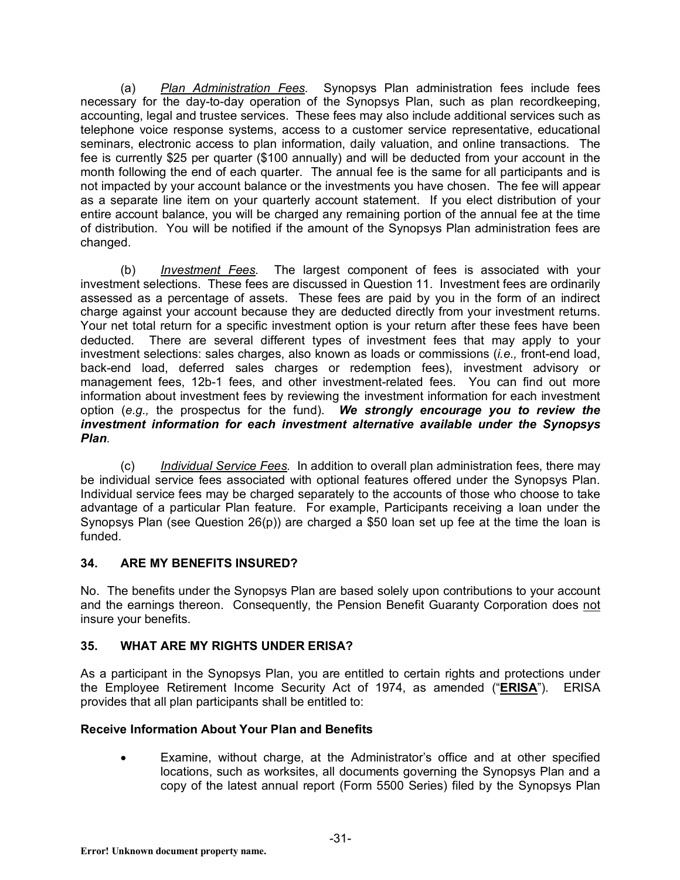(a) *Plan Administration Fees*. Synopsys Plan administration fees include fees necessary for the day-to-day operation of the Synopsys Plan, such as plan recordkeeping, accounting, legal and trustee services. These fees may also include additional services such as telephone voice response systems, access to a customer service representative, educational seminars, electronic access to plan information, daily valuation, and online transactions. The fee is currently $25 per quarter ($100 annually) and will be deducted from your account in the month following the end of each quarter. The annual fee is the same for all participants and is not impacted by your account balance or the investments you have chosen. The fee will appear as a separate line item on your quarterly account statement. If you elect distribution of your entire account balance, you will be charged any remaining portion of the annual fee at the time of distribution. You will be notified if the amount of the Synopsys Plan administration fees are changed.

(b) *Investment Fees*. The largest component of fees is associated with your investment selections. These fees are discussed in Question 11. Investment fees are ordinarily assessed as a percentage of assets. These fees are paid by you in the form of an indirect charge against your account because they are deducted directly from your investment returns. Your net total return for a specific investment option is your return after these fees have been deducted. There are several different types of investment fees that may apply to your investment selections: sales charges, also known as loads or commissions (*i.e.,* front-end load, back-end load, deferred sales charges or redemption fees), investment advisory or management fees, 12b-1 fees, and other investment-related fees. You can find out more information about investment fees by reviewing the investment information for each investment option (*e.g.,* the prospectus for the fund). ***We strongly encourage you to review the investment information for each investment alternative available under the Synopsys Plan.***

(c) *Individual Service Fees.* In addition to overall plan administration fees, there may be individual service fees associated with optional features offered under the Synopsys Plan. Individual service fees may be charged separately to the accounts of those who choose to take advantage of a particular Plan feature. For example, Participants receiving a loan under the Synopsys Plan (see Question 26(p)) are charged a $50 loan set up fee at the time the loan is funded.

## 34. ARE MY BENEFITS INSURED?

No. The benefits under the Synopsys Plan are based solely upon contributions to your account and the earnings thereon. Consequently, the Pension Benefit Guaranty Corporation does not insure your benefits.

## 35. WHAT ARE MY RIGHTS UNDER ERISA?

As a participant in the Synopsys Plan, you are entitled to certain rights and protections under the Employee Retirement Income Security Act of 1974, as amended ("**ERISA**"). ERISA provides that all plan participants shall be entitled to:

**Receive Information About Your Plan and Benefits**

- Examine, without charge, at the Administrator's office and at other specified locations, such as worksites, all documents governing the Synopsys Plan and a copy of the latest annual report (Form 5500 Series) filed by the Synopsys Plan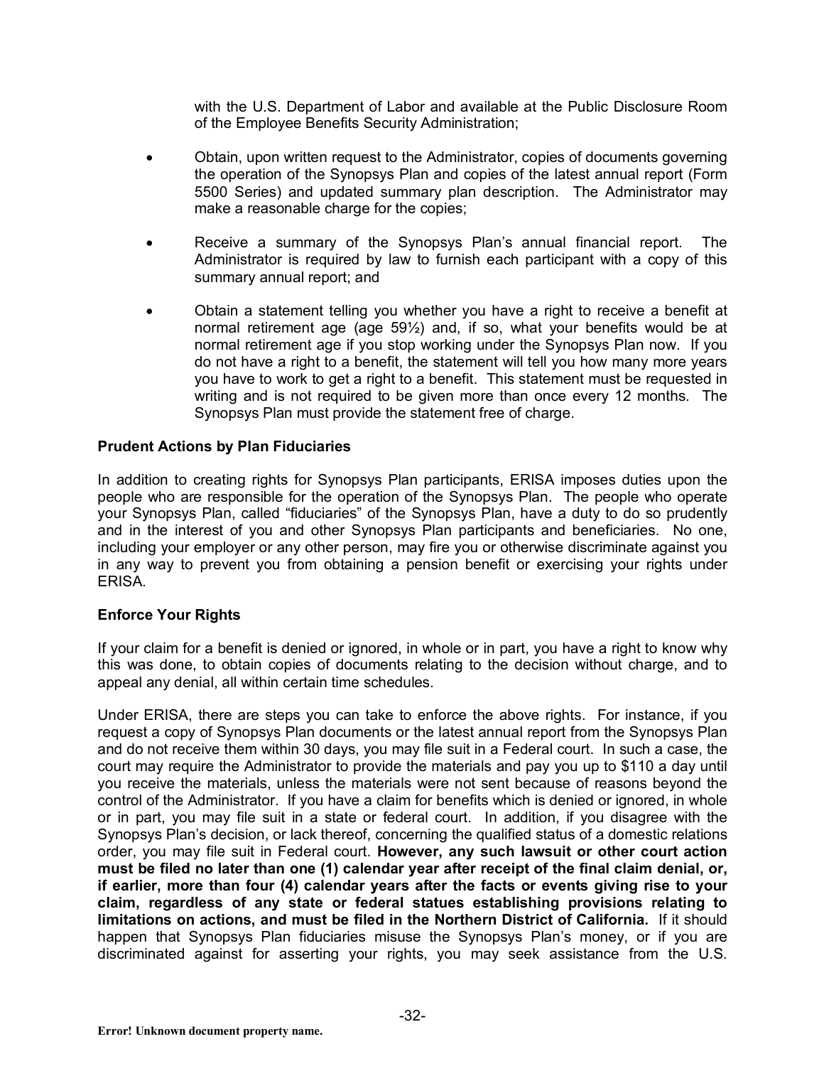with the U.S. Department of Labor and available at the Public Disclosure Room of the Employee Benefits Security Administration;

- Obtain, upon written request to the Administrator, copies of documents governing the operation of the Synopsys Plan and copies of the latest annual report (Form 5500 Series) and updated summary plan description. The Administrator may make a reasonable charge for the copies;

- Receive a summary of the Synopsys Plan's annual financial report. The Administrator is required by law to furnish each participant with a copy of this summary annual report; and

- Obtain a statement telling you whether you have a right to receive a benefit at normal retirement age (age 59½) and, if so, what your benefits would be at normal retirement age if you stop working under the Synopsys Plan now. If you do not have a right to a benefit, the statement will tell you how many more years you have to work to get a right to a benefit. This statement must be requested in writing and is not required to be given more than once every 12 months. The Synopsys Plan must provide the statement free of charge.

**Prudent Actions by Plan Fiduciaries**

In addition to creating rights for Synopsys Plan participants, ERISA imposes duties upon the people who are responsible for the operation of the Synopsys Plan. The people who operate your Synopsys Plan, called "fiduciaries" of the Synopsys Plan, have a duty to do so prudently and in the interest of you and other Synopsys Plan participants and beneficiaries. No one, including your employer or any other person, may fire you or otherwise discriminate against you in any way to prevent you from obtaining a pension benefit or exercising your rights under ERISA.

**Enforce Your Rights**

If your claim for a benefit is denied or ignored, in whole or in part, you have a right to know why this was done, to obtain copies of documents relating to the decision without charge, and to appeal any denial, all within certain time schedules.

Under ERISA, there are steps you can take to enforce the above rights. For instance, if you request a copy of Synopsys Plan documents or the latest annual report from the Synopsys Plan and do not receive them within 30 days, you may file suit in a Federal court. In such a case, the court may require the Administrator to provide the materials and pay you up to $110 a day until you receive the materials, unless the materials were not sent because of reasons beyond the control of the Administrator. If you have a claim for benefits which is denied or ignored, in whole or in part, you may file suit in a state or federal court. In addition, if you disagree with the Synopsys Plan's decision, or lack thereof, concerning the qualified status of a domestic relations order, you may file suit in Federal court. **However, any such lawsuit or other court action must be filed no later than one (1) calendar year after receipt of the final claim denial, or, if earlier, more than four (4) calendar years after the facts or events giving rise to your claim, regardless of any state or federal statues establishing provisions relating to limitations on actions, and must be filed in the Northern District of California.** If it should happen that Synopsys Plan fiduciaries misuse the Synopsys Plan's money, or if you are discriminated against for asserting your rights, you may seek assistance from the U.S.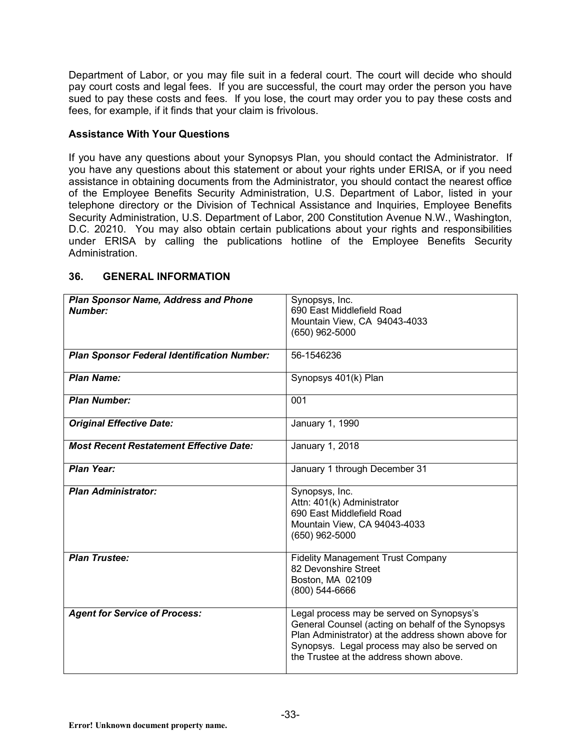Department of Labor, or you may file suit in a federal court. The court will decide who should pay court costs and legal fees. If you are successful, the court may order the person you have sued to pay these costs and fees. If you lose, the court may order you to pay these costs and fees, for example, if it finds that your claim is frivolous.

**Assistance With Your Questions**

If you have any questions about your Synopsys Plan, you should contact the Administrator. If you have any questions about this statement or about your rights under ERISA, or if you need assistance in obtaining documents from the Administrator, you should contact the nearest office of the Employee Benefits Security Administration, U.S. Department of Labor, listed in your telephone directory or the Division of Technical Assistance and Inquiries, Employee Benefits Security Administration, U.S. Department of Labor, 200 Constitution Avenue N.W., Washington, D.C. 20210. You may also obtain certain publications about your rights and responsibilities under ERISA by calling the publications hotline of the Employee Benefits Security Administration.

## 36. GENERAL INFORMATION

| | |
|---|---|
| ***Plan Sponsor Name, Address and Phone Number:*** | Synopsys, Inc.<br>690 East Middlefield Road<br>Mountain View, CA 94043-4033<br>(650) 962-5000 |
| ***Plan Sponsor Federal Identification Number:*** | 56-1546236 |
| ***Plan Name:*** | Synopsys 401(k) Plan |
| ***Plan Number:*** | 001 |
| ***Original Effective Date:*** | January 1, 1990 |
| ***Most Recent Restatement Effective Date:*** | January 1, 2018 |
| ***Plan Year:*** | January 1 through December 31 |
| ***Plan Administrator:*** | Synopsys, Inc.<br>Attn: 401(k) Administrator<br>690 East Middlefield Road<br>Mountain View, CA 94043-4033<br>(650) 962-5000 |
| ***Plan Trustee:*** | Fidelity Management Trust Company<br>82 Devonshire Street<br>Boston, MA 02109<br>(800) 544-6666 |
| ***Agent for Service of Process:*** | Legal process may be served on Synopsys's General Counsel (acting on behalf of the Synopsys Plan Administrator) at the address shown above for Synopsys. Legal process may also be served on the Trustee at the address shown above. |

**Error! Unknown document property name.**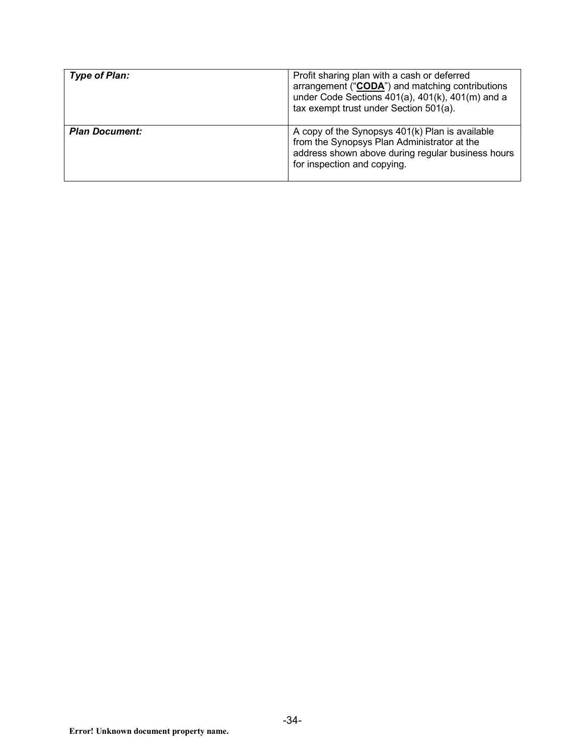| | |
|---|---|
| ***Type of Plan:*** | Profit sharing plan with a cash or deferred arrangement ("**CODA**") and matching contributions under Code Sections 401(a), 401(k), 401(m) and a tax exempt trust under Section 501(a). |
| ***Plan Document:*** | A copy of the Synopsys 401(k) Plan is available from the Synopsys Plan Administrator at the address shown above during regular business hours for inspection and copying. |

**Error! Unknown document property name.**